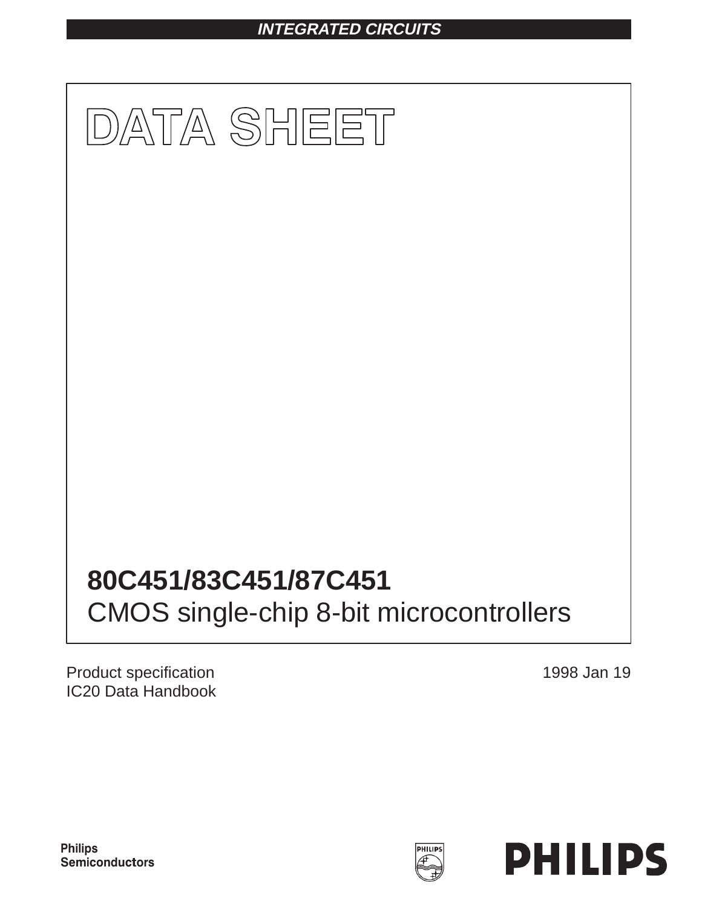INTEGRATED CIRCUITS

# DATA SHEET

## 80C451/83C451/87C451

CMOS single-chip 8-bit microcontrollers

Product specification
IC20 Data Handbook

1998 Jan 19

Philips Semiconductors

PHILIPS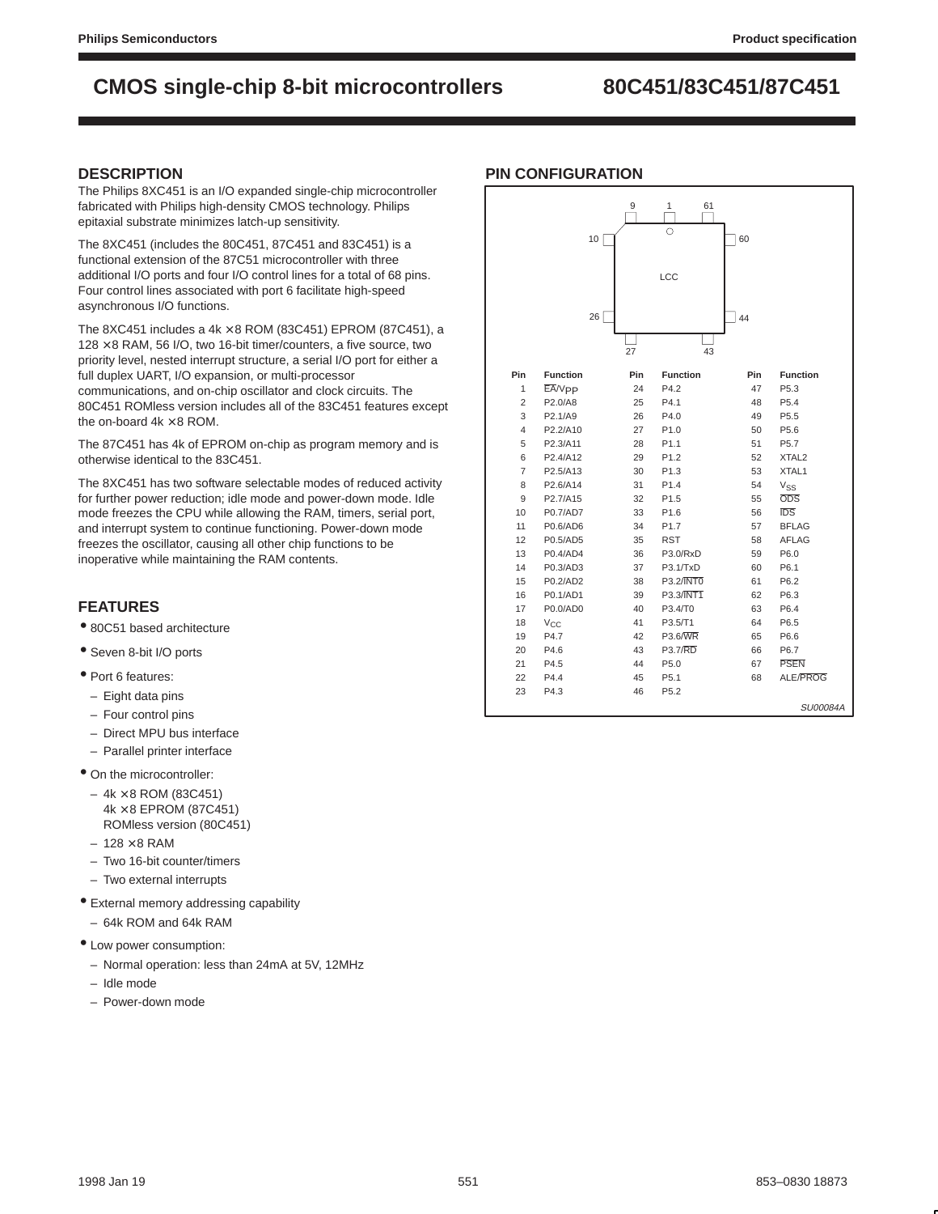## DESCRIPTION

The Philips 8XC451 is an I/O expanded single-chip microcontroller fabricated with Philips high-density CMOS technology. Philips epitaxial substrate minimizes latch-up sensitivity.

The 8XC451 (includes the 80C451, 87C451 and 83C451) is a functional extension of the 87C51 microcontroller with three additional I/O ports and four I/O control lines for a total of 68 pins. Four control lines associated with port 6 facilitate high-speed asynchronous I/O functions.

The 8XC451 includes a 4k × 8 ROM (83C451) EPROM (87C451), a 128 × 8 RAM, 56 I/O, two 16-bit timer/counters, a five source, two priority level, nested interrupt structure, a serial I/O port for either a full duplex UART, I/O expansion, or multi-processor communications, and on-chip oscillator and clock circuits. The 80C451 ROMless version includes all of the 83C451 features except the on-board 4k × 8 ROM.

The 87C451 has 4k of EPROM on-chip as program memory and is otherwise identical to the 83C451.

The 8XC451 has two software selectable modes of reduced activity for further power reduction; idle mode and power-down mode. Idle mode freezes the CPU while allowing the RAM, timers, serial port, and interrupt system to continue functioning. Power-down mode freezes the oscillator, causing all other chip functions to be inoperative while maintaining the RAM contents.

## FEATURES

- 80C51 based architecture
- Seven 8-bit I/O ports
- Port 6 features:
  - Eight data pins
  - Four control pins
  - Direct MPU bus interface
  - Parallel printer interface
- On the microcontroller:
  - 4k × 8 ROM (83C451)
    4k × 8 EPROM (87C451)
    ROMless version (80C451)
  - 128 × 8 RAM
  - Two 16-bit counter/timers
  - Two external interrupts
- External memory addressing capability
  - 64k ROM and 64k RAM
- Low power consumption:
  - Normal operation: less than 24mA at 5V, 12MHz
  - Idle mode
  - Power-down mode

## PIN CONFIGURATION

9 1 61
10 60
LCC
26 44
27 43

| Pin | Function | Pin | Function | Pin | Function |
|---|---|---|---|---|---|
| 1 | EA/V PP | 24 | P4.2 | 47 | P5.3 |
| 2 | P2.0/A8 | 25 | P4.1 | 48 | P5.4 |
| 3 | P2.1/A9 | 26 | P4.0 | 49 | P5.5 |
| 4 | P2.2/A10 | 27 | P1.0 | 50 | P5.6 |
| 5 | P2.3/A11 | 28 | P1.1 | 51 | P5.7 |
| 6 | P2.4/A12 | 29 | P1.2 | 52 | XTAL2 |
| 7 | P2.5/A13 | 30 | P1.3 | 53 | XTAL1 |
| 8 | P2.6/A14 | 31 | P1.4 | 54 | $V_{SS}$ |
| 9 | P2.7/A15 | 32 | P1.5 | 55 | ODS |
| 10 | P0.7/AD7 | 33 | P1.6 | 56 | IDS |
| 11 | P0.6/AD6 | 34 | P1.7 | 57 | BFLAG |
| 12 | P0.5/AD5 | 35 | RST | 58 | AFLAG |
| 13 | P0.4/AD4 | 36 | P3.0/RxD | 59 | P6.0 |
| 14 | P0.3/AD3 | 37 | P3.1/TxD | 60 | P6.1 |
| 15 | P0.2/AD2 | 38 | P3.2/INT0 | 61 | P6.2 |
| 16 | P0.1/AD1 | 39 | P3.3/INT1 | 62 | P6.3 |
| 17 | P0.0/AD0 | 40 | P3.4/T0 | 63 | P6.4 |
| 18 | $V_{CC}$ | 41 | P3.5/T1 | 64 | P6.5 |
| 19 | P4.7 | 42 | P3.6/WR | 65 | P6.6 |
| 20 | P4.6 | 43 | P3.7/RD | 66 | P6.7 |
| 21 | P4.5 | 44 | P5.0 | 67 | PSEN |
| 22 | P4.4 | 45 | P5.1 | 68 | ALE/PROG |
| 23 | P4.3 | 46 | P5.2 | | |

SU00084A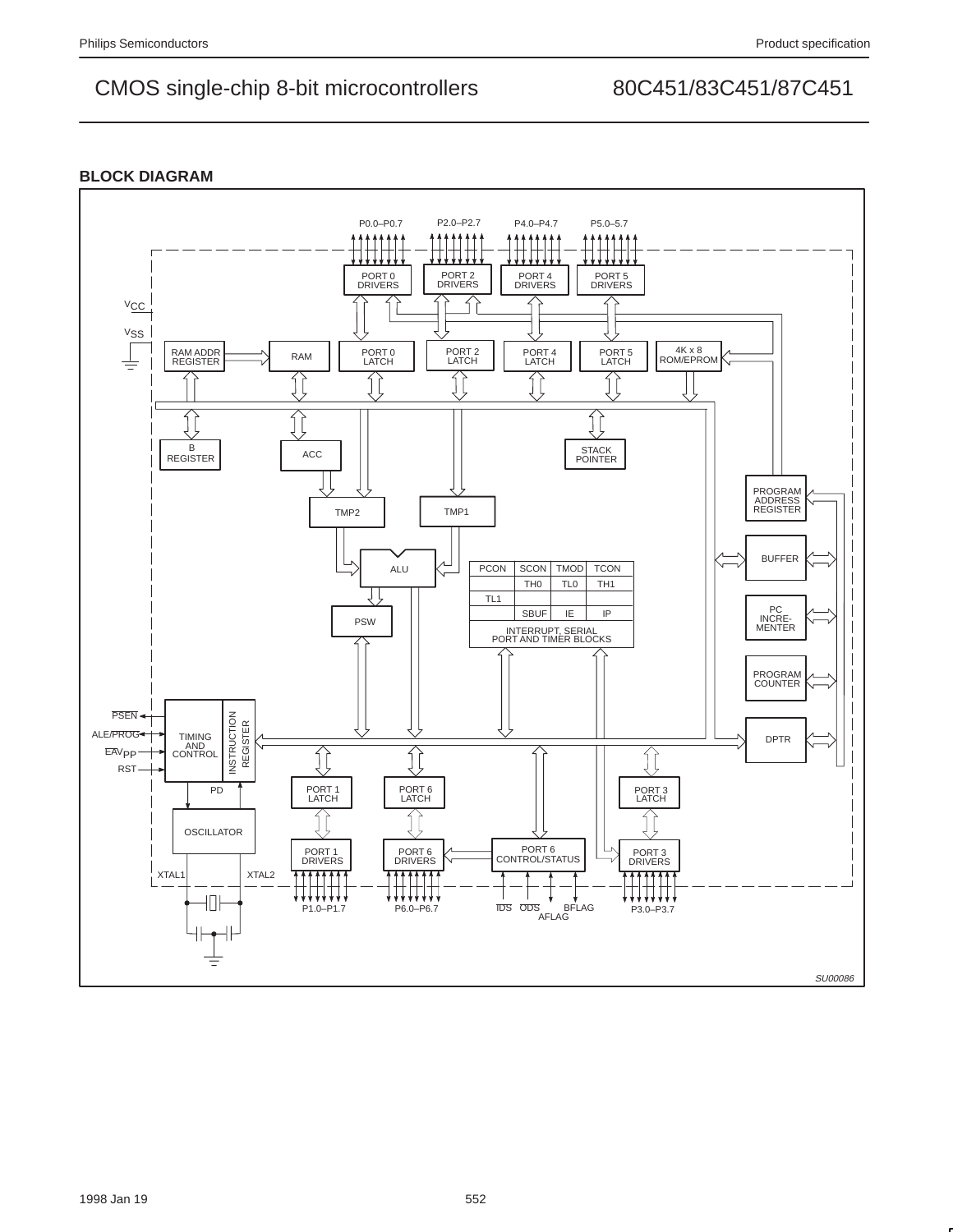## BLOCK DIAGRAM

P0.0–P0.7
P2.0–P2.7
P4.0–P4.7
P5.0–5.7

PORT 0 DRIVERS
PORT 2 DRIVERS
PORT 4 DRIVERS
PORT 5 DRIVERS

$V_{CC}$
$V_{SS}$

RAM ADDR REGISTER
RAM
PORT 0 LATCH
PORT 2 LATCH
PORT 4 LATCH
PORT 5 LATCH
4K x 8 ROM/EPROM

B REGISTER
ACC
STACK POINTER

TMP2
TMP1
ALU
PSW

PROGRAM ADDRESS REGISTER
BUFFER
PC INCRE-MENTER
PROGRAM COUNTER
DPTR

PCON SCON TMOD TCON
TH0 TL0 TH1
TL1
SBUF IE IP
INTERRUPT, SERIAL PORT AND TIMER BLOCKS

PSEN
ALE/PROG
EA/VPP
RST

TIMING AND CONTROL
INSTRUCTION REGISTER
PD
OSCILLATOR
XTAL1
XTAL2

PORT 1 LATCH
PORT 6 LATCH
PORT 3 LATCH
PORT 1 DRIVERS
PORT 6 DRIVERS
PORT 6 CONTROL/STATUS
PORT 3 DRIVERS

P1.0–P1.7
P6.0–P6.7
IDS ODS AFLAG BFLAG
P3.0–P3.7

SU00086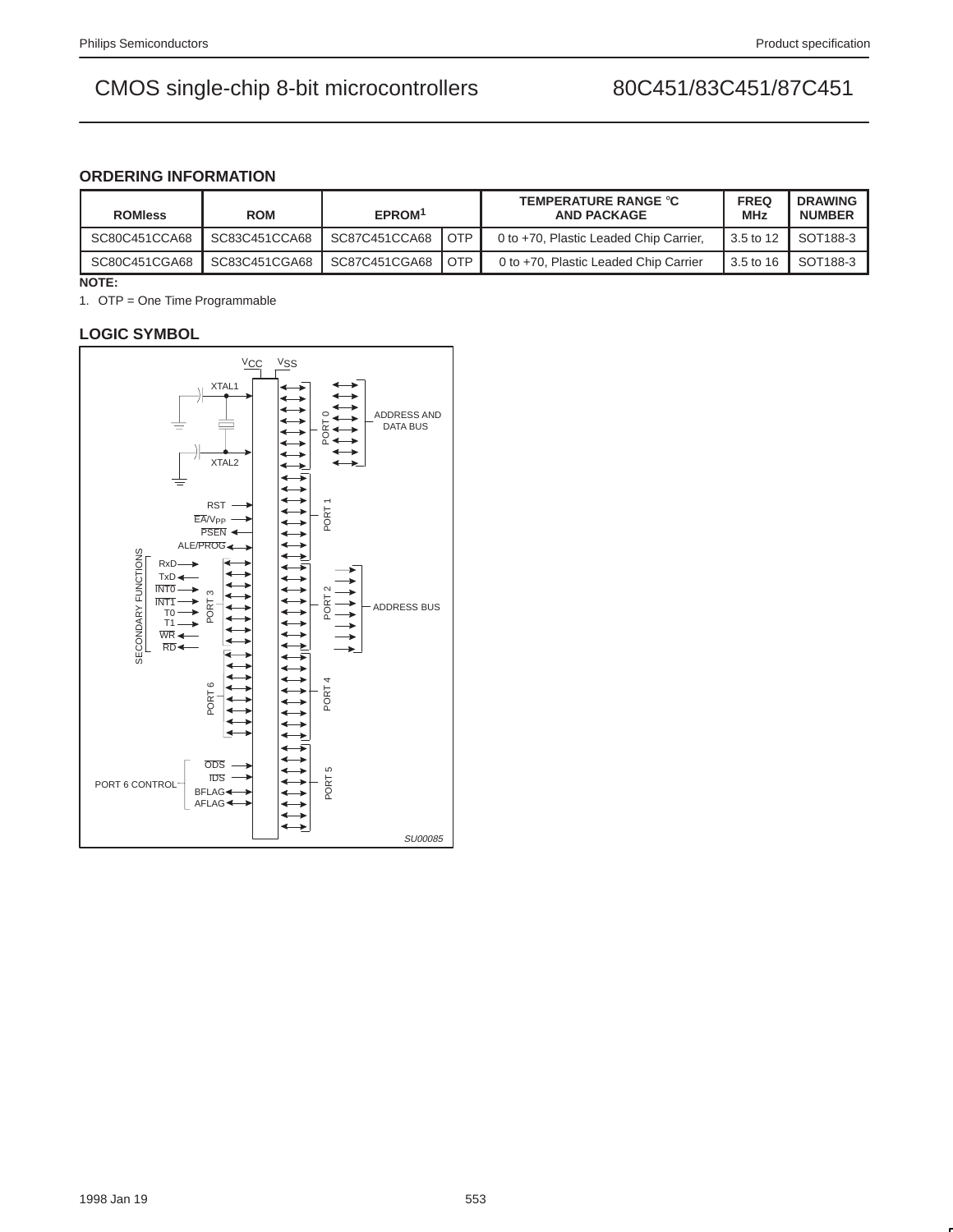## ORDERING INFORMATION

| ROMless | ROM | EPROM[1] | | TEMPERATURE RANGE °C AND PACKAGE | FREQ MHz | DRAWING NUMBER |
|---|---|---|---|---|---|---|
| SC80C451CCA68 | SC83C451CCA68 | SC87C451CCA68 | OTP | 0 to +70, Plastic Leaded Chip Carrier, | 3.5 to 12 | SOT188-3 |
| SC80C451CGA68 | SC83C451CGA68 | SC87C451CGA68 | OTP | 0 to +70, Plastic Leaded Chip Carrier | 3.5 to 16 | SOT188-3 |

**NOTE:**

1. OTP = One Time Programmable

## LOGIC SYMBOL

VCC
VSS
XTAL1
XTAL2
RST
EA/VPP
PSEN
ALE/PROG
SECONDARY FUNCTIONS
RxD
TxD
INT0
INT1
T0
T1
WR
RD
PORT 3
PORT 6
PORT 6 CONTROL
ODS
IDS
BFLAG
AFLAG
PORT 0
ADDRESS AND DATA BUS
PORT 1
PORT 2
ADDRESS BUS
PORT 4
PORT 5
SU00085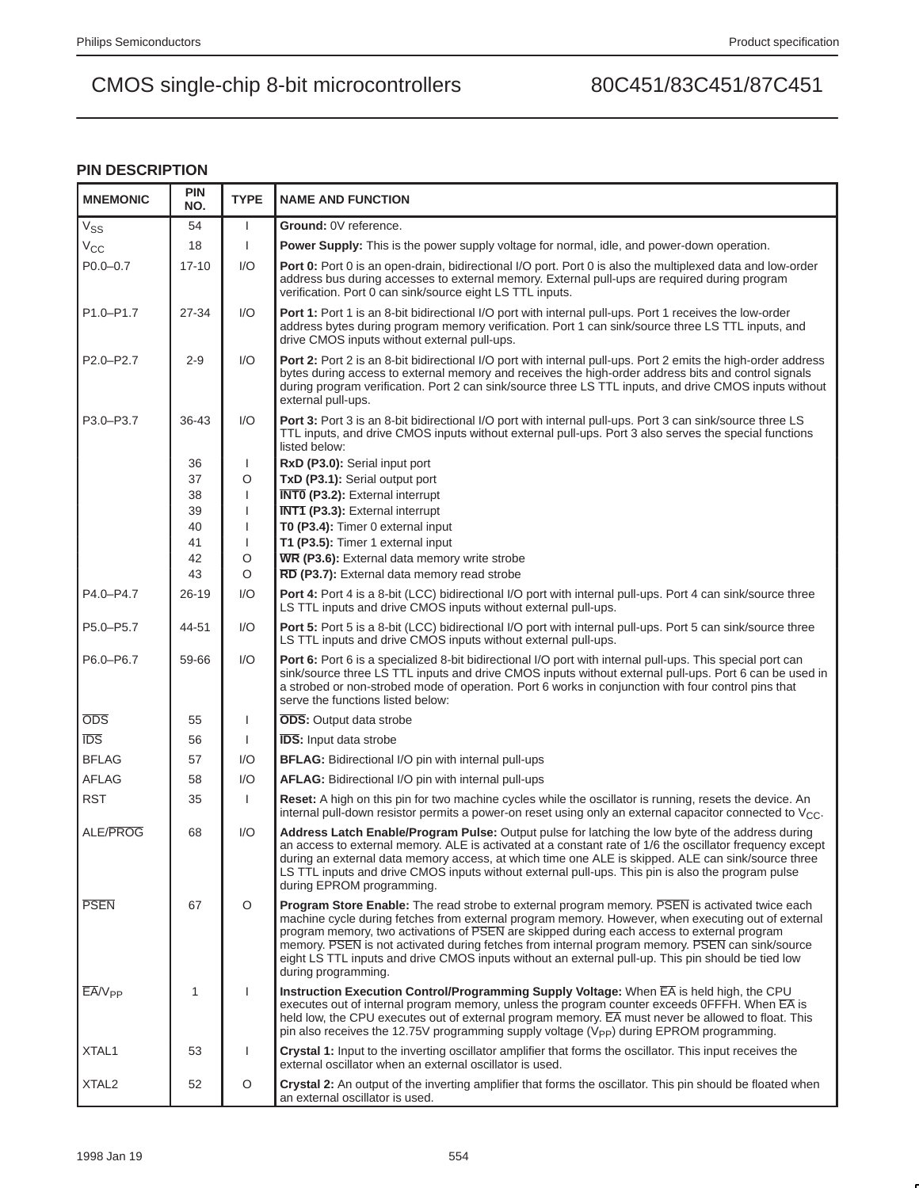## PIN DESCRIPTION

| MNEMONIC | PIN NO. | TYPE | NAME AND FUNCTION |
|---|---|---|---|
| $V_{SS}$ | 54 | I | **Ground:** 0V reference. |
| $V_{CC}$ | 18 | I | **Power Supply:** This is the power supply voltage for normal, idle, and power-down operation. |
| P0.0–0.7 | 17-10 | I/O | **Port 0:** Port 0 is an open-drain, bidirectional I/O port. Port 0 is also the multiplexed data and low-order address bus during accesses to external memory. External pull-ups are required during program verification. Port 0 can sink/source eight LS TTL inputs. |
| P1.0–P1.7 | 27-34 | I/O | **Port 1:** Port 1 is an 8-bit bidirectional I/O port with internal pull-ups. Port 1 receives the low-order address bytes during program memory verification. Port 1 can sink/source three LS TTL inputs, and drive CMOS inputs without external pull-ups. |
| P2.0–P2.7 | 2-9 | I/O | **Port 2:** Port 2 is an 8-bit bidirectional I/O port with internal pull-ups. Port 2 emits the high-order address bytes during access to external memory and receives the high-order address bits and control signals during program verification. Port 2 can sink/source three LS TTL inputs, and drive CMOS inputs without external pull-ups. |
| P3.0–P3.7 | 36-43 | I/O | **Port 3:** Port 3 is an 8-bit bidirectional I/O port with internal pull-ups. Port 3 can sink/source three LS TTL inputs, and drive CMOS inputs without external pull-ups. Port 3 also serves the special functions listed below: |
| | 36 | I | **RxD (P3.0):** Serial input port |
| | 37 | O | **TxD (P3.1):** Serial output port |
| | 38 | I | **$\overline{\text{INT0}}$ (P3.2):** External interrupt |
| | 39 | I | **$\overline{\text{INT1}}$ (P3.3):** External interrupt |
| | 40 | I | **T0 (P3.4):** Timer 0 external input |
| | 41 | I | **T1 (P3.5):** Timer 1 external input |
| | 42 | O | **$\overline{\text{WR}}$ (P3.6):** External data memory write strobe |
| | 43 | O | **$\overline{\text{RD}}$ (P3.7):** External data memory read strobe |
| P4.0–P4.7 | 26-19 | I/O | **Port 4:** Port 4 is a 8-bit (LCC) bidirectional I/O port with internal pull-ups. Port 4 can sink/source three LS TTL inputs and drive CMOS inputs without external pull-ups. |
| P5.0–P5.7 | 44-51 | I/O | **Port 5:** Port 5 is a 8-bit (LCC) bidirectional I/O port with internal pull-ups. Port 5 can sink/source three LS TTL inputs and drive CMOS inputs without external pull-ups. |
| P6.0–P6.7 | 59-66 | I/O | **Port 6:** Port 6 is a specialized 8-bit bidirectional I/O port with internal pull-ups. This special port can sink/source three LS TTL inputs and drive CMOS inputs without external pull-ups. Port 6 can be used in a strobed or non-strobed mode of operation. Port 6 works in conjunction with four control pins that serve the functions listed below: |
| $\overline{\text{ODS}}$ | 55 | I | **$\overline{\text{ODS}}$:** Output data strobe |
| $\overline{\text{IDS}}$ | 56 | I | **$\overline{\text{IDS}}$:** Input data strobe |
| BFLAG | 57 | I/O | **BFLAG:** Bidirectional I/O pin with internal pull-ups |
| AFLAG | 58 | I/O | **AFLAG:** Bidirectional I/O pin with internal pull-ups |
| RST | 35 | I | **Reset:** A high on this pin for two machine cycles while the oscillator is running, resets the device. An internal pull-down resistor permits a power-on reset using only an external capacitor connected to $V_{CC}$. |
| ALE/$\overline{\text{PROG}}$ | 68 | I/O | **Address Latch Enable/Program Pulse:** Output pulse for latching the low byte of the address during an access to external memory. ALE is activated at a constant rate of 1/6 the oscillator frequency except during an external data memory access, at which time one ALE is skipped. ALE can sink/source three LS TTL inputs and drive CMOS inputs without external pull-ups. This pin is also the program pulse during EPROM programming. |
| $\overline{\text{PSEN}}$ | 67 | O | **Program Store Enable:** The read strobe to external program memory. $\overline{\text{PSEN}}$ is activated twice each machine cycle during fetches from external program memory. However, when executing out of external program memory, two activations of $\overline{\text{PSEN}}$ are skipped during each access to external program memory. $\overline{\text{PSEN}}$ is not activated during fetches from internal program memory. $\overline{\text{PSEN}}$ can sink/source eight LS TTL inputs and drive CMOS inputs without an external pull-up. This pin should be tied low during programming. |
| $\overline{\text{EA}}$/$V_{PP}$ | 1 | I | **Instruction Execution Control/Programming Supply Voltage:** When $\overline{\text{EA}}$ is held high, the CPU executes out of internal program memory, unless the program counter exceeds 0FFFH. When $\overline{\text{EA}}$ is held low, the CPU executes out of external program memory. $\overline{\text{EA}}$ must never be allowed to float. This pin also receives the 12.75V programming supply voltage ($V_{PP}$) during EPROM programming. |
| XTAL1 | 53 | I | **Crystal 1:** Input to the inverting oscillator amplifier that forms the oscillator. This input receives the external oscillator when an external oscillator is used. |
| XTAL2 | 52 | O | **Crystal 2:** An output of the inverting amplifier that forms the oscillator. This pin should be floated when an external oscillator is used. |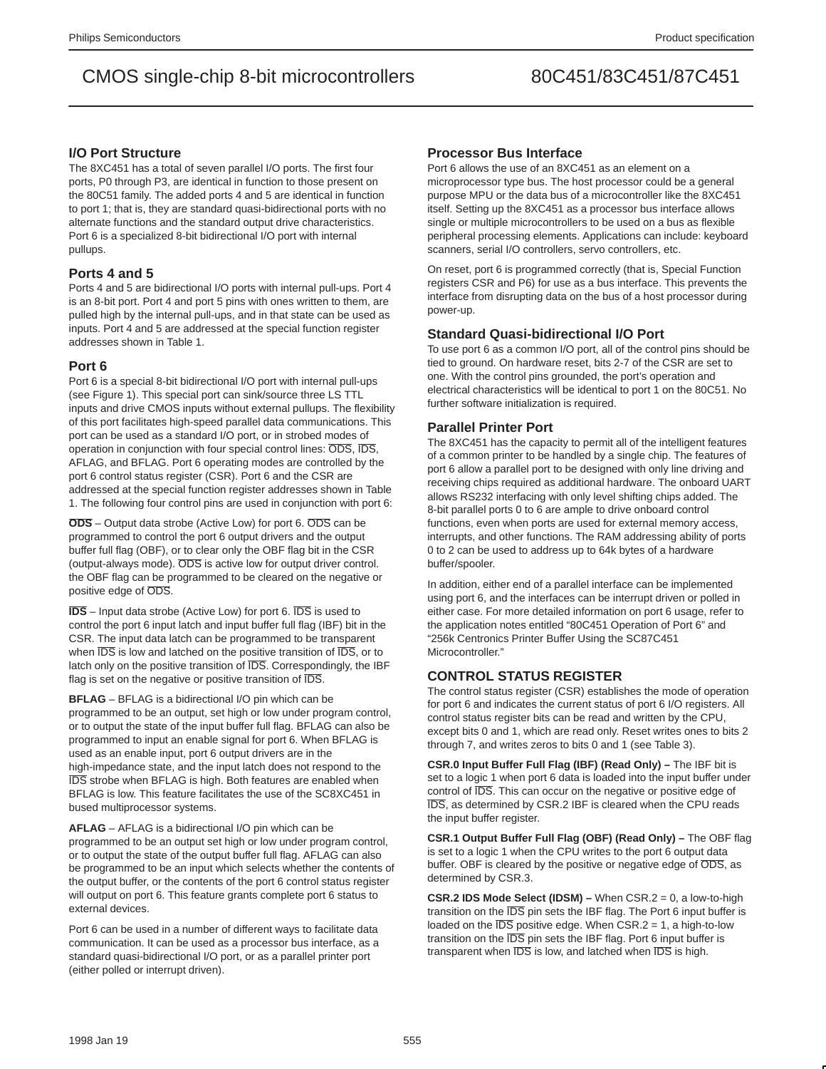## I/O Port Structure

The 8XC451 has a total of seven parallel I/O ports. The first four ports, P0 through P3, are identical in function to those present on the 80C51 family. The added ports 4 and 5 are identical in function to port 1; that is, they are standard quasi-bidirectional ports with no alternate functions and the standard output drive characteristics. Port 6 is a specialized 8-bit bidirectional I/O port with internal pullups.

### Ports 4 and 5

Ports 4 and 5 are bidirectional I/O ports with internal pull-ups. Port 4 is an 8-bit port. Port 4 and port 5 pins with ones written to them, are pulled high by the internal pull-ups, and in that state can be used as inputs. Port 4 and 5 are addressed at the special function register addresses shown in Table 1.

### Port 6

Port 6 is a special 8-bit bidirectional I/O port with internal pull-ups (see Figure 1). This special port can sink/source three LS TTL inputs and drive CMOS inputs without external pullups. The flexibility of this port facilitates high-speed parallel data communications. This port can be used as a standard I/O port, or in strobed modes of operation in conjunction with four special control lines: $\overline{\text{ODS}}$, $\overline{\text{IDS}}$, AFLAG, and BFLAG. Port 6 operating modes are controlled by the port 6 control status register (CSR). Port 6 and the CSR are addressed at the special function register addresses shown in Table 1. The following four control pins are used in conjunction with port 6:

**$\overline{\text{ODS}}$** – Output data strobe (Active Low) for port 6. $\overline{\text{ODS}}$ can be programmed to control the port 6 output drivers and the output buffer full flag (OBF), or to clear only the OBF flag bit in the CSR (output-always mode). $\overline{\text{ODS}}$ is active low for output driver control. the OBF flag can be programmed to be cleared on the negative or positive edge of $\overline{\text{ODS}}$.

**$\overline{\text{IDS}}$** – Input data strobe (Active Low) for port 6. $\overline{\text{IDS}}$ is used to control the port 6 input latch and input buffer full flag (IBF) bit in the CSR. The input data latch can be programmed to be transparent when $\overline{\text{IDS}}$ is low and latched on the positive transition of $\overline{\text{IDS}}$, or to latch only on the positive transition of $\overline{\text{IDS}}$. Correspondingly, the IBF flag is set on the negative or positive transition of $\overline{\text{IDS}}$.

**BFLAG** – BFLAG is a bidirectional I/O pin which can be programmed to be an output, set high or low under program control, or to output the state of the input buffer full flag. BFLAG can also be programmed to input an enable signal for port 6. When BFLAG is used as an enable input, port 6 output drivers are in the high-impedance state, and the input latch does not respond to the $\overline{\text{IDS}}$ strobe when BFLAG is high. Both features are enabled when BFLAG is low. This feature facilitates the use of the SC8XC451 in bused multiprocessor systems.

**AFLAG** – AFLAG is a bidirectional I/O pin which can be programmed to be an output set high or low under program control, or to output the state of the output buffer full flag. AFLAG can also be programmed to be an input which selects whether the contents of the output buffer, or the contents of the port 6 control status register will output on port 6. This feature grants complete port 6 status to external devices.

Port 6 can be used in a number of different ways to facilitate data communication. It can be used as a processor bus interface, as a standard quasi-bidirectional I/O port, or as a parallel printer port (either polled or interrupt driven).

### Processor Bus Interface

Port 6 allows the use of an 8XC451 as an element on a microprocessor type bus. The host processor could be a general purpose MPU or the data bus of a microcontroller like the 8XC451 itself. Setting up the 8XC451 as a processor bus interface allows single or multiple microcontrollers to be used on a bus as flexible peripheral processing elements. Applications can include: keyboard scanners, serial I/O controllers, servo controllers, etc.

On reset, port 6 is programmed correctly (that is, Special Function registers CSR and P6) for use as a bus interface. This prevents the interface from disrupting data on the bus of a host processor during power-up.

### Standard Quasi-bidirectional I/O Port

To use port 6 as a common I/O port, all of the control pins should be tied to ground. On hardware reset, bits 2-7 of the CSR are set to one. With the control pins grounded, the port's operation and electrical characteristics will be identical to port 1 on the 80C51. No further software initialization is required.

### Parallel Printer Port

The 8XC451 has the capacity to permit all of the intelligent features of a common printer to be handled by a single chip. The features of port 6 allow a parallel port to be designed with only line driving and receiving chips required as additional hardware. The onboard UART allows RS232 interfacing with only level shifting chips added. The 8-bit parallel ports 0 to 6 are ample to drive onboard control functions, even when ports are used for external memory access, interrupts, and other functions. The RAM addressing ability of ports 0 to 2 can be used to address up to 64k bytes of a hardware buffer/spooler.

In addition, either end of a parallel interface can be implemented using port 6, and the interfaces can be interrupt driven or polled in either case. For more detailed information on port 6 usage, refer to the application notes entitled "80C451 Operation of Port 6" and "256k Centronics Printer Buffer Using the SC87C451 Microcontroller."

## CONTROL STATUS REGISTER

The control status register (CSR) establishes the mode of operation for port 6 and indicates the current status of port 6 I/O registers. All control status register bits can be read and written by the CPU, except bits 0 and 1, which are read only. Reset writes ones to bits 2 through 7, and writes zeros to bits 0 and 1 (see Table 3).

**CSR.0 Input Buffer Full Flag (IBF) (Read Only) –** The IBF bit is set to a logic 1 when port 6 data is loaded into the input buffer under control of $\overline{\text{IDS}}$. This can occur on the negative or positive edge of $\overline{\text{IDS}}$, as determined by CSR.2 IBF is cleared when the CPU reads the input buffer register.

**CSR.1 Output Buffer Full Flag (OBF) (Read Only) –** The OBF flag is set to a logic 1 when the CPU writes to the port 6 output data buffer. OBF is cleared by the positive or negative edge of $\overline{\text{ODS}}$, as determined by CSR.3.

**CSR.2 IDS Mode Select (IDSM) –** When CSR.2 = 0, a low-to-high transition on the $\overline{\text{IDS}}$ pin sets the IBF flag. The Port 6 input buffer is loaded on the $\overline{\text{IDS}}$ positive edge. When CSR.2 = 1, a high-to-low transition on the $\overline{\text{IDS}}$ pin sets the IBF flag. Port 6 input buffer is transparent when $\overline{\text{IDS}}$ is low, and latched when $\overline{\text{IDS}}$ is high.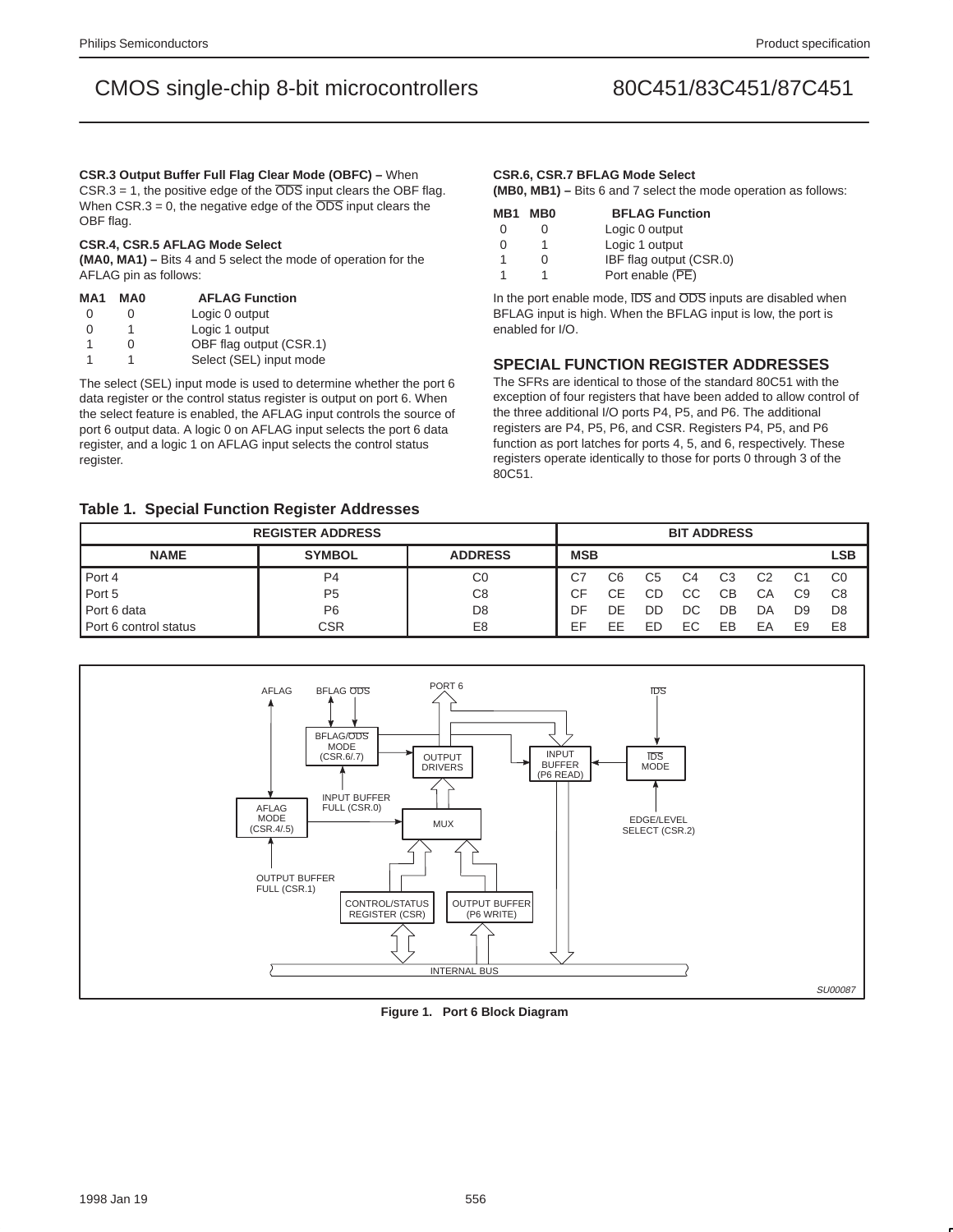**CSR.3 Output Buffer Full Flag Clear Mode (OBFC) –** When CSR.3 = 1, the positive edge of the $\overline{ODS}$ input clears the OBF flag. When CSR.3 = 0, the negative edge of the $\overline{ODS}$ input clears the OBF flag.

**CSR.4, CSR.5 AFLAG Mode Select**
**(MA0, MA1) –** Bits 4 and 5 select the mode of operation for the AFLAG pin as follows:

| MA1 | MA0 | AFLAG Function |
|---|---|---|
| 0 | 0 | Logic 0 output |
| 0 | 1 | Logic 1 output |
| 1 | 0 | OBF flag output (CSR.1) |
| 1 | 1 | Select (SEL) input mode |

The select (SEL) input mode is used to determine whether the port 6 data register or the control status register is output on port 6. When the select feature is enabled, the AFLAG input controls the source of port 6 output data. A logic 0 on AFLAG input selects the port 6 data register, and a logic 1 on AFLAG input selects the control status register.

**CSR.6, CSR.7 BFLAG Mode Select**
**(MB0, MB1) –** Bits 6 and 7 select the mode operation as follows:

| MB1 | MB0 | BFLAG Function |
|---|---|---|
| 0 | 0 | Logic 0 output |
| 0 | 1 | Logic 1 output |
| 1 | 0 | IBF flag output (CSR.0) |
| 1 | 1 | Port enable ($\overline{PE}$) |

In the port enable mode, $\overline{IDS}$ and $\overline{ODS}$ inputs are disabled when BFLAG input is high. When the BFLAG input is low, the port is enabled for I/O.

## SPECIAL FUNCTION REGISTER ADDRESSES

The SFRs are identical to those of the standard 80C51 with the exception of four registers that have been added to allow control of the three additional I/O ports P4, P5, and P6. The additional registers are P4, P5, P6, and CSR. Registers P4, P5, and P6 function as port latches for ports 4, 5, and 6, respectively. These registers operate identically to those for ports 0 through 3 of the 80C51.

**Table 1. Special Function Register Addresses**

| REGISTER ADDRESS | | | BIT ADDRESS | | | | | | | |
|---|---|---|---|---|---|---|---|---|---|---|
| NAME | SYMBOL | ADDRESS | MSB | | | | | | | LSB |
| Port 4 | P4 | C0 | C7 | C6 | C5 | C4 | C3 | C2 | C1 | C0 |
| Port 5 | P5 | C8 | CF | CE | CD | CC | CB | CA | C9 | C8 |
| Port 6 data | P6 | D8 | DF | DE | DD | DC | DB | DA | D9 | D8 |
| Port 6 control status | CSR | E8 | EF | EE | ED | EC | EB | EA | E9 | E8 |

AFLAG
BFLAG $\overline{ODS}$
PORT 6
$\overline{IDS}$
BFLAG/$\overline{ODS}$ MODE (CSR.6/.7)
OUTPUT DRIVERS
INPUT BUFFER (P6 READ)
$\overline{IDS}$ MODE
INPUT BUFFER FULL (CSR.0)
AFLAG MODE (CSR.4/.5)
MUX
EDGE/LEVEL SELECT (CSR.2)
OUTPUT BUFFER FULL (CSR.1)
CONTROL/STATUS REGISTER (CSR)
OUTPUT BUFFER (P6 WRITE)
INTERNAL BUS
SU00087

**Figure 1. Port 6 Block Diagram**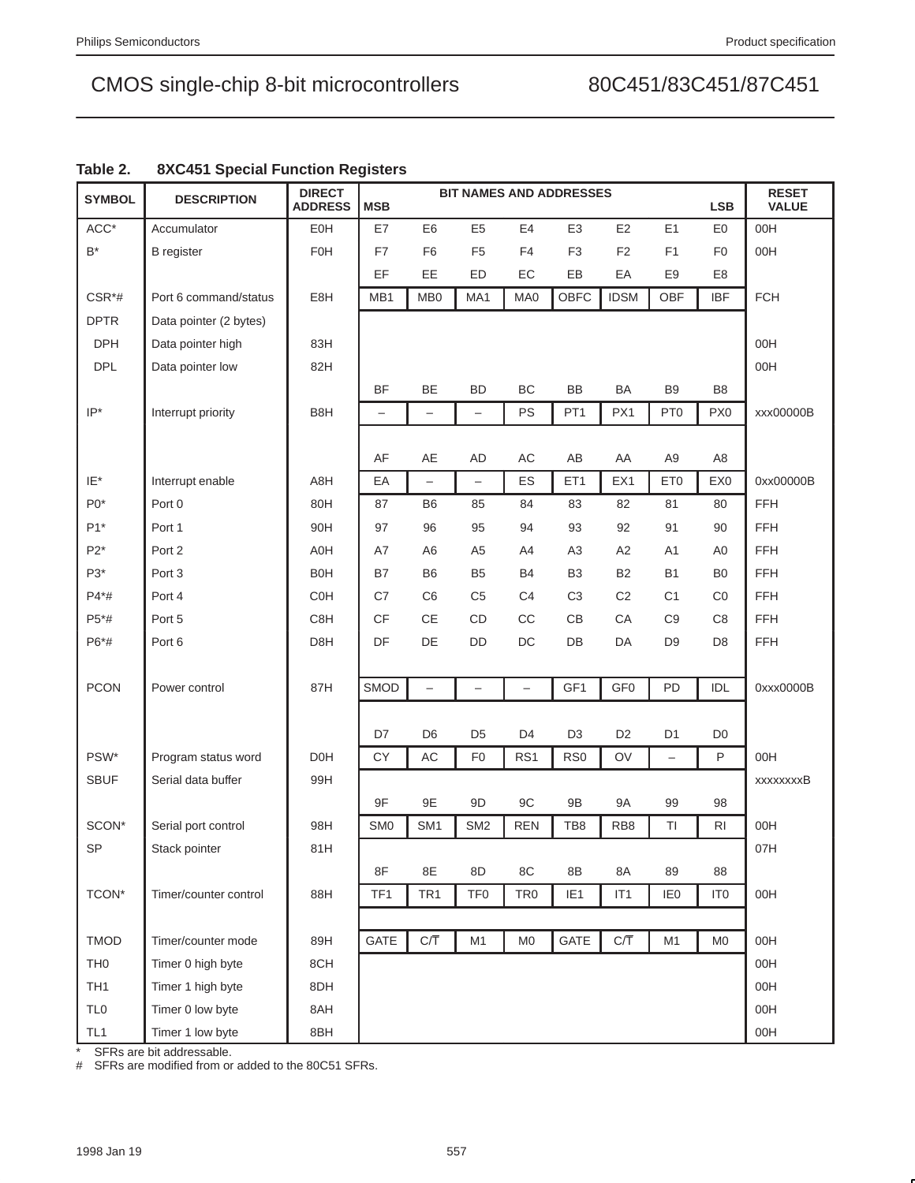**Table 2. 8XC451 Special Function Registers**

| SYMBOL | DESCRIPTION | DIRECT ADDRESS | MSB | | | BIT NAMES AND ADDRESSES | | | | LSB | RESET VALUE |
|---|---|---|---|---|---|---|---|---|---|---|---|
| ACC* | Accumulator | E0H | E7 | E6 | E5 | E4 | E3 | E2 | E1 | E0 | 00H |
| B* | B register | F0H | F7 | F6 | F5 | F4 | F3 | F2 | F1 | F0 | 00H |
| | | | EF | EE | ED | EC | EB | EA | E9 | E8 | |
| CSR*# | Port 6 command/status | E8H | MB1 | MB0 | MA1 | MA0 | OBFC | IDSM | OBF | IBF | FCH |
| DPTR | Data pointer (2 bytes) | | | | | | | | | | |
| DPH | Data pointer high | 83H | | | | | | | | | 00H |
| DPL | Data pointer low | 82H | | | | | | | | | 00H |
| | | | BF | BE | BD | BC | BB | BA | B9 | B8 | |
| IP* | Interrupt priority | B8H | – | – | – | PS | PT1 | PX1 | PT0 | PX0 | xxx00000B |
| | | | AF | AE | AD | AC | AB | AA | A9 | A8 | |
| IE* | Interrupt enable | A8H | EA | – | – | ES | ET1 | EX1 | ET0 | EX0 | 0xx00000B |
| P0* | Port 0 | 80H | 87 | B6 | 85 | 84 | 83 | 82 | 81 | 80 | FFH |
| P1* | Port 1 | 90H | 97 | 96 | 95 | 94 | 93 | 92 | 91 | 90 | FFH |
| P2* | Port 2 | A0H | A7 | A6 | A5 | A4 | A3 | A2 | A1 | A0 | FFH |
| P3* | Port 3 | B0H | B7 | B6 | B5 | B4 | B3 | B2 | B1 | B0 | FFH |
| P4*# | Port 4 | C0H | C7 | C6 | C5 | C4 | C3 | C2 | C1 | C0 | FFH |
| P5*# | Port 5 | C8H | CF | CE | CD | CC | CB | CA | C9 | C8 | FFH |
| P6*# | Port 6 | D8H | DF | DE | DD | DC | DB | DA | D9 | D8 | FFH |
| PCON | Power control | 87H | SMOD | – | – | – | GF1 | GF0 | PD | IDL | 0xxx0000B |
| | | | D7 | D6 | D5 | D4 | D3 | D2 | D1 | D0 | |
| PSW* | Program status word | D0H | CY | AC | F0 | RS1 | RS0 | OV | – | P | 00H |
| SBUF | Serial data buffer | 99H | | | | | | | | | xxxxxxxxB |
| | | | 9F | 9E | 9D | 9C | 9B | 9A | 99 | 98 | |
| SCON* | Serial port control | 98H | SM0 | SM1 | SM2 | REN | TB8 | RB8 | TI | RI | 00H |
| SP | Stack pointer | 81H | | | | | | | | | 07H |
| | | | 8F | 8E | 8D | 8C | 8B | 8A | 89 | 88 | |
| TCON* | Timer/counter control | 88H | TF1 | TR1 | TF0 | TR0 | IE1 | IT1 | IE0 | IT0 | 00H |
| TMOD | Timer/counter mode | 89H | GATE | C/$\overline{T}$ | M1 | M0 | GATE | C/$\overline{T}$ | M1 | M0 | 00H |
| TH0 | Timer 0 high byte | 8CH | | | | | | | | | 00H |
| TH1 | Timer 1 high byte | 8DH | | | | | | | | | 00H |
| TL0 | Timer 0 low byte | 8AH | | | | | | | | | 00H |
| TL1 | Timer 1 low byte | 8BH | | | | | | | | | 00H |

\* SFRs are bit addressable.
\# SFRs are modified from or added to the 80C51 SFRs.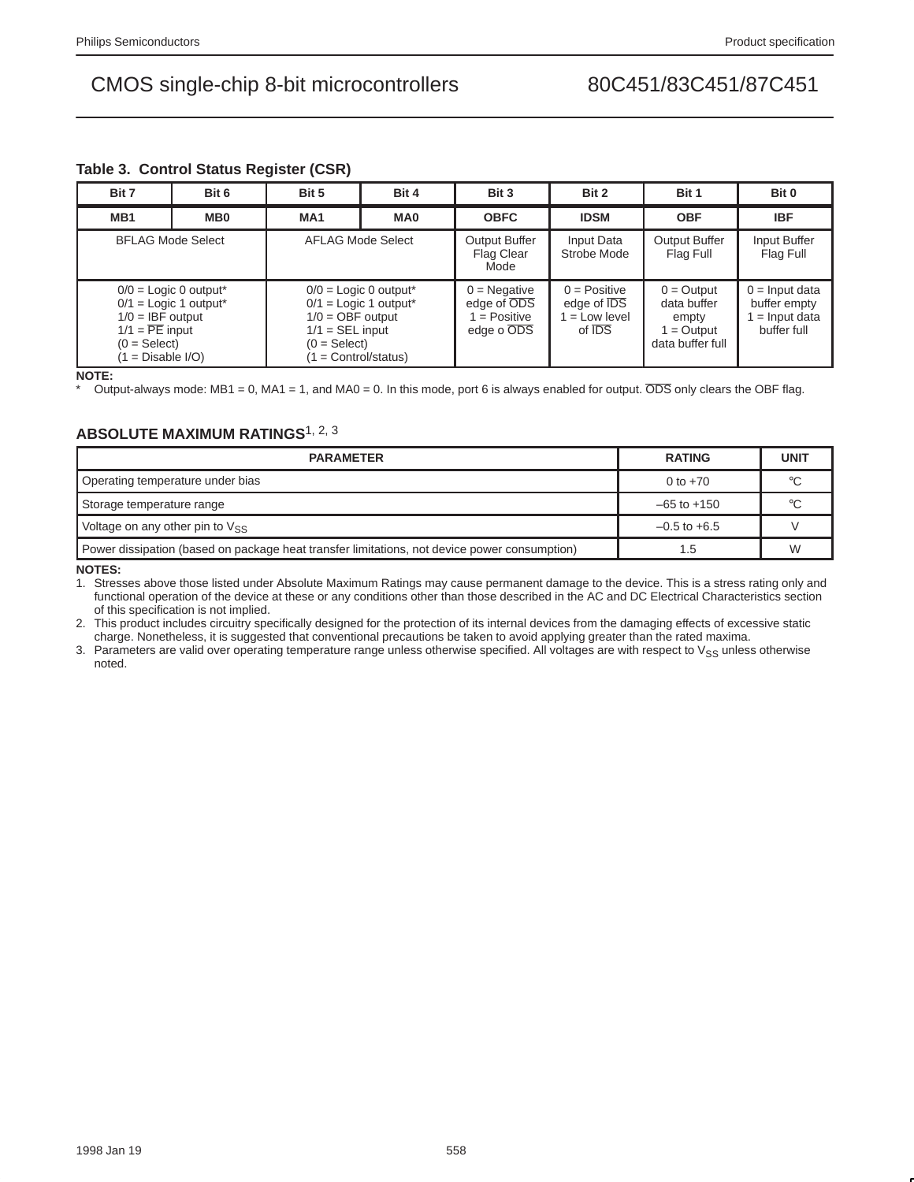**Table 3. Control Status Register (CSR)**

| Bit 7 | Bit 6 | Bit 5 | Bit 4 | Bit 3 | Bit 2 | Bit 1 | Bit 0 |
|---|---|---|---|---|---|---|---|
| **MB1** | **MB0** | **MA1** | **MA0** | **OBFC** | **IDSM** | **OBF** | **IBF** |
| BFLAG Mode Select | | AFLAG Mode Select | | Output Buffer Flag Clear Mode | Input Data Strobe Mode | Output Buffer Flag Full | Input Buffer Flag Full |
| 0/0 = Logic 0 output*<br>0/1 = Logic 1 output*<br>1/0 = IBF output<br>1/1 = $\overline{PE}$ input<br>(0 = Select)<br>(1 = Disable I/O) | | 0/0 = Logic 0 output*<br>0/1 = Logic 1 output*<br>1/0 = OBF output<br>1/1 = SEL input<br>(0 = Select)<br>(1 = Control/status) | | 0 = Negative edge of $\overline{ODS}$<br>1 = Positive edge o $\overline{ODS}$ | 0 = Positive edge of $\overline{IDS}$<br>1 = Low level of $\overline{IDS}$ | 0 = Output data buffer empty<br>1 = Output data buffer full | 0 = Input data buffer empty<br>1 = Input data buffer full |

**NOTE:**

\* Output-always mode: MB1 = 0, MA1 = 1, and MA0 = 0. In this mode, port 6 is always enabled for output. $\overline{ODS}$ only clears the OBF flag.

## ABSOLUTE MAXIMUM RATINGS[1, 2, 3]

| PARAMETER | RATING | UNIT |
|---|---|---|
| Operating temperature under bias | 0 to +70 | °C |
| Storage temperature range | –65 to +150 | °C |
| Voltage on any other pin to $V_{SS}$ | –0.5 to +6.5 | V |
| Power dissipation (based on package heat transfer limitations, not device power consumption) | 1.5 | W |

**NOTES:**

1. Stresses above those listed under Absolute Maximum Ratings may cause permanent damage to the device. This is a stress rating only and functional operation of the device at these or any conditions other than those described in the AC and DC Electrical Characteristics section of this specification is not implied.
2. This product includes circuitry specifically designed for the protection of its internal devices from the damaging effects of excessive static charge. Nonetheless, it is suggested that conventional precautions be taken to avoid applying greater than the rated maxima.
3. Parameters are valid over operating temperature range unless otherwise specified. All voltages are with respect to $V_{SS}$ unless otherwise noted.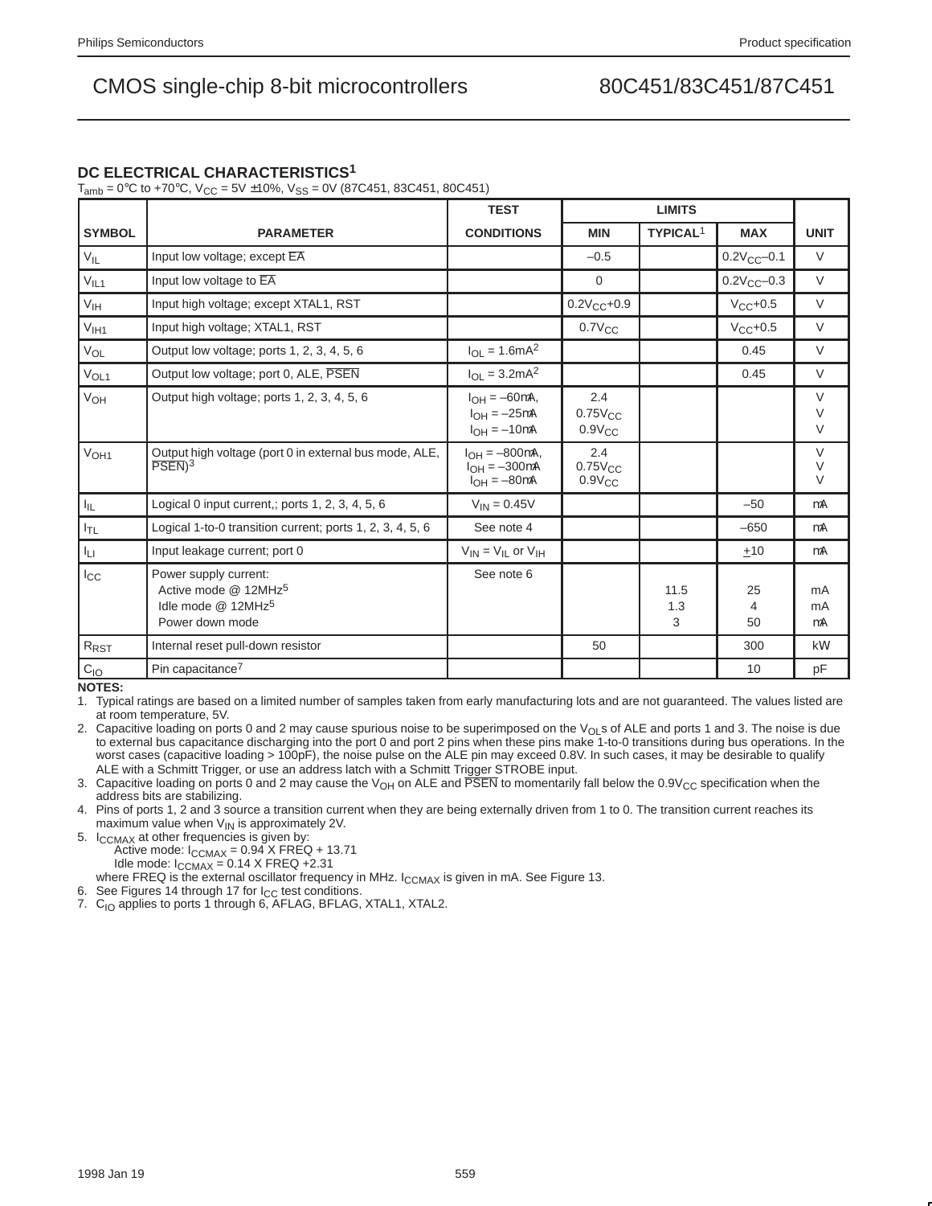# CMOS single-chip 8-bit microcontrollers — 80C451/83C451/87C451

## DC ELECTRICAL CHARACTERISTICS[1]

$T_{amb}$ = 0°C to +70°C, $V_{CC}$ = 5V ±10%, $V_{SS}$ = 0V (87C451, 83C451, 80C451)

| SYMBOL | PARAMETER | TEST CONDITIONS | LIMITS MIN | LIMITS TYPICAL[1] | LIMITS MAX | UNIT |
|---|---|---|---|---|---|---|
| $V_{IL}$ | Input low voltage; except $\overline{EA}$ | | –0.5 | | $0.2V_{CC}$–0.1 | V |
| $V_{IL1}$ | Input low voltage to $\overline{EA}$ | | 0 | | $0.2V_{CC}$–0.3 | V |
| $V_{IH}$ | Input high voltage; except XTAL1, RST | | $0.2V_{CC}$+0.9 | | $V_{CC}$+0.5 | V |
| $V_{IH1}$ | Input high voltage; XTAL1, RST | | $0.7V_{CC}$ | | $V_{CC}$+0.5 | V |
| $V_{OL}$ | Output low voltage; ports 1, 2, 3, 4, 5, 6 | $I_{OL}$ = 1.6mA[2] | | | 0.45 | V |
| $V_{OL1}$ | Output low voltage; port 0, ALE, $\overline{PSEN}$ | $I_{OL}$ = 3.2mA[2] | | | 0.45 | V |
| $V_{OH}$ | Output high voltage; ports 1, 2, 3, 4, 5, 6 | $I_{OH}$ = –60mA,<br>$I_{OH}$ = –25mA<br>$I_{OH}$ = –10mA | 2.4<br>$0.75V_{CC}$<br>$0.9V_{CC}$ | | | V<br>V<br>V |
| $V_{OH1}$ | Output high voltage (port 0 in external bus mode, ALE, $\overline{PSEN}$)[3] | $I_{OH}$ = –800mA,<br>$I_{OH}$ = –300mA<br>$I_{OH}$ = –80mA | 2.4<br>$0.75V_{CC}$<br>$0.9V_{CC}$ | | | V<br>V<br>V |
| $I_{IL}$ | Logical 0 input current,; ports 1, 2, 3, 4, 5, 6 | $V_{IN}$ = 0.45V | | | –50 | mA |
| $I_{TL}$ | Logical 1-to-0 transition current; ports 1, 2, 3, 4, 5, 6 | See note 4 | | | –650 | mA |
| $I_{LI}$ | Input leakage current; port 0 | $V_{IN}$ = $V_{IL}$ or $V_{IH}$ | | | ±10 | mA |
| $I_{CC}$ | Power supply current:<br>Active mode @ 12MHz[5]<br>Idle mode @ 12MHz[5]<br>Power down mode | See note 6 | | <br>11.5<br>1.3<br>3 | <br>25<br>4<br>50 | <br>mA<br>mA<br>mA |
| $R_{RST}$ | Internal reset pull-down resistor | | 50 | | 300 | kW |
| $C_{IO}$ | Pin capacitance[7] | | | | 10 | pF |

**NOTES:**

1. Typical ratings are based on a limited number of samples taken from early manufacturing lots and are not guaranteed. The values listed are at room temperature, 5V.
2. Capacitive loading on ports 0 and 2 may cause spurious noise to be superimposed on the $V_{OL}$s of ALE and ports 1 and 3. The noise is due to external bus capacitance discharging into the port 0 and port 2 pins when these pins make 1-to-0 transitions during bus operations. In the worst cases (capacitive loading > 100pF), the noise pulse on the ALE pin may exceed 0.8V. In such cases, it may be desirable to qualify ALE with a Schmitt Trigger, or use an address latch with a Schmitt Trigger STROBE input.
3. Capacitive loading on ports 0 and 2 may cause the $V_{OH}$ on ALE and $\overline{PSEN}$ to momentarily fall below the $0.9V_{CC}$ specification when the address bits are stabilizing.
4. Pins of ports 1, 2 and 3 source a transition current when they are being externally driven from 1 to 0. The transition current reaches its maximum value when $V_{IN}$ is approximately 2V.
5. $I_{CCMAX}$ at other frequencies is given by:
   Active mode: $I_{CCMAX}$ = 0.94 X FREQ + 13.71
   Idle mode: $I_{CCMAX}$ = 0.14 X FREQ +2.31
   where FREQ is the external oscillator frequency in MHz. $I_{CCMAX}$ is given in mA. See Figure 13.
6. See Figures 14 through 17 for $I_{CC}$ test conditions.
7. $C_{IO}$ applies to ports 1 through 6, AFLAG, BFLAG, XTAL1, XTAL2.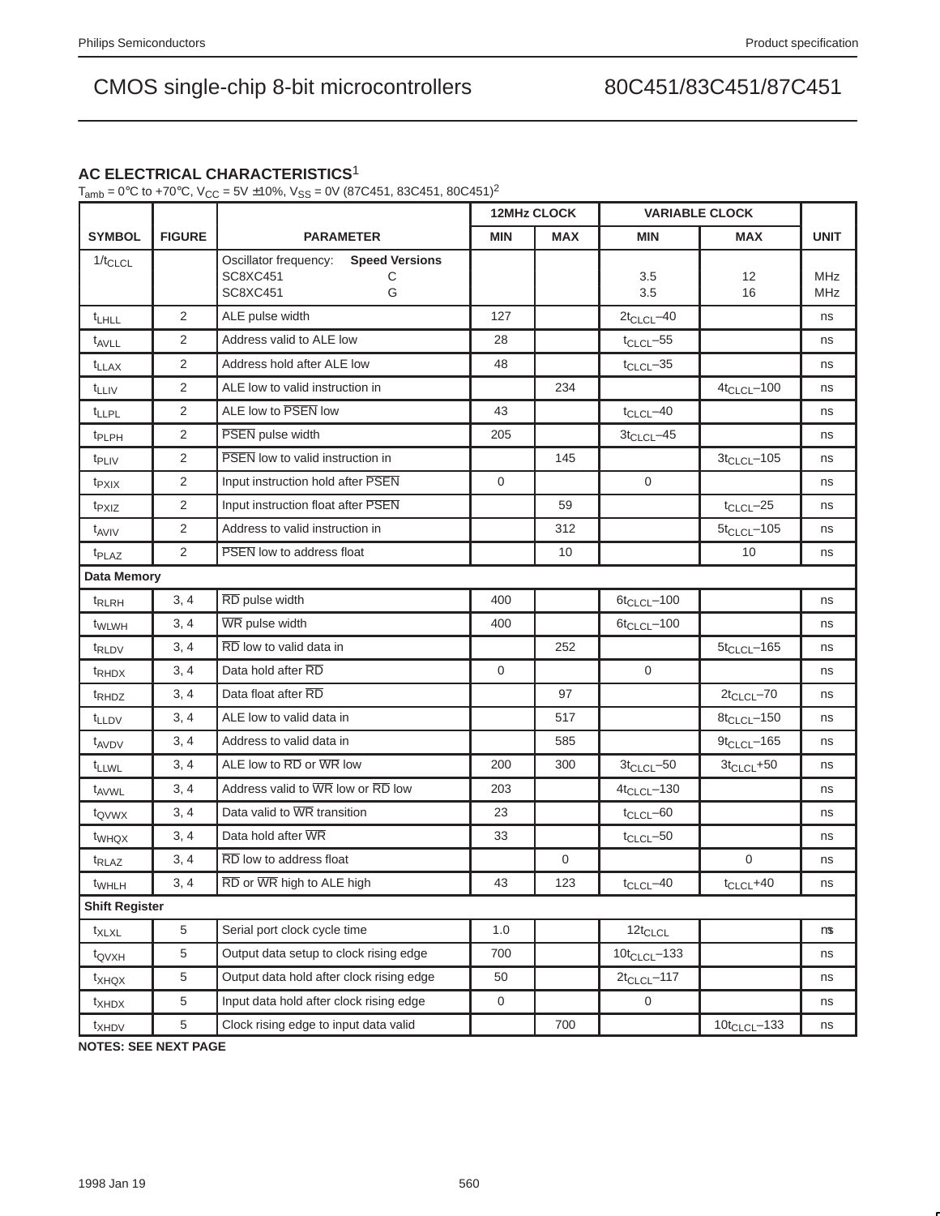## AC ELECTRICAL CHARACTERISTICS[1]

$T_{amb}$ = 0°C to +70°C, $V_{CC}$ = 5V ±10%, $V_{SS}$ = 0V (87C451, 83C451, 80C451)[2]

| SYMBOL | FIGURE | PARAMETER | 12MHz CLOCK | | VARIABLE CLOCK | | UNIT |
|---|---|---|---|---|---|---|---|
| | | | MIN | MAX | MIN | MAX | |
| $1/t_{CLCL}$ | | Oscillator frequency: **Speed Versions**<br>SC8XC451 C<br>SC8XC451 G | | | <br>3.5<br>3.5 | <br>12<br>16 | <br>MHz<br>MHz |
| $t_{LHLL}$ | 2 | ALE pulse width | 127 | | $2t_{CLCL}$–40 | | ns |
| $t_{AVLL}$ | 2 | Address valid to ALE low | 28 | | $t_{CLCL}$–55 | | ns |
| $t_{LLAX}$ | 2 | Address hold after ALE low | 48 | | $t_{CLCL}$–35 | | ns |
| $t_{LLIV}$ | 2 | ALE low to valid instruction in | | 234 | | $4t_{CLCL}$–100 | ns |
| $t_{LLPL}$ | 2 | ALE low to $\overline{PSEN}$ low | 43 | | $t_{CLCL}$–40 | | ns |
| $t_{PLPH}$ | 2 | $\overline{PSEN}$ pulse width | 205 | | $3t_{CLCL}$–45 | | ns |
| $t_{PLIV}$ | 2 | $\overline{PSEN}$ low to valid instruction in | | 145 | | $3t_{CLCL}$–105 | ns |
| $t_{PXIX}$ | 2 | Input instruction hold after $\overline{PSEN}$ | 0 | | 0 | | ns |
| $t_{PXIZ}$ | 2 | Input instruction float after $\overline{PSEN}$ | | 59 | | $t_{CLCL}$–25 | ns |
| $t_{AVIV}$ | 2 | Address to valid instruction in | | 312 | | $5t_{CLCL}$–105 | ns |
| $t_{PLAZ}$ | 2 | $\overline{PSEN}$ low to address float | | 10 | | 10 | ns |
| **Data Memory** | | | | | | | |
| $t_{RLRH}$ | 3, 4 | $\overline{RD}$ pulse width | 400 | | $6t_{CLCL}$–100 | | ns |
| $t_{WLWH}$ | 3, 4 | $\overline{WR}$ pulse width | 400 | | $6t_{CLCL}$–100 | | ns |
| $t_{RLDV}$ | 3, 4 | $\overline{RD}$ low to valid data in | | 252 | | $5t_{CLCL}$–165 | ns |
| $t_{RHDX}$ | 3, 4 | Data hold after $\overline{RD}$ | 0 | | 0 | | ns |
| $t_{RHDZ}$ | 3, 4 | Data float after $\overline{RD}$ | | 97 | | $2t_{CLCL}$–70 | ns |
| $t_{LLDV}$ | 3, 4 | ALE low to valid data in | | 517 | | $8t_{CLCL}$–150 | ns |
| $t_{AVDV}$ | 3, 4 | Address to valid data in | | 585 | | $9t_{CLCL}$–165 | ns |
| $t_{LLWL}$ | 3, 4 | ALE low to $\overline{RD}$ or $\overline{WR}$ low | 200 | 300 | $3t_{CLCL}$–50 | $3t_{CLCL}$+50 | ns |
| $t_{AVWL}$ | 3, 4 | Address valid to $\overline{WR}$ low or $\overline{RD}$ low | 203 | | $4t_{CLCL}$–130 | | ns |
| $t_{QVWX}$ | 3, 4 | Data valid to $\overline{WR}$ transition | 23 | | $t_{CLCL}$–60 | | ns |
| $t_{WHQX}$ | 3, 4 | Data hold after $\overline{WR}$ | 33 | | $t_{CLCL}$–50 | | ns |
| $t_{RLAZ}$ | 3, 4 | $\overline{RD}$ low to address float | | 0 | | 0 | ns |
| $t_{WHLH}$ | 3, 4 | $\overline{RD}$ or $\overline{WR}$ high to ALE high | 43 | 123 | $t_{CLCL}$–40 | $t_{CLCL}$+40 | ns |
| **Shift Register** | | | | | | | |
| $t_{XLXL}$ | 5 | Serial port clock cycle time | 1.0 | | $12t_{CLCL}$ | | μs |
| $t_{QVXH}$ | 5 | Output data setup to clock rising edge | 700 | | $10t_{CLCL}$–133 | | ns |
| $t_{XHQX}$ | 5 | Output data hold after clock rising edge | 50 | | $2t_{CLCL}$–117 | | ns |
| $t_{XHDX}$ | 5 | Input data hold after clock rising edge | 0 | | 0 | | ns |
| $t_{XHDV}$ | 5 | Clock rising edge to input data valid | | 700 | | $10t_{CLCL}$–133 | ns |

**NOTES: SEE NEXT PAGE**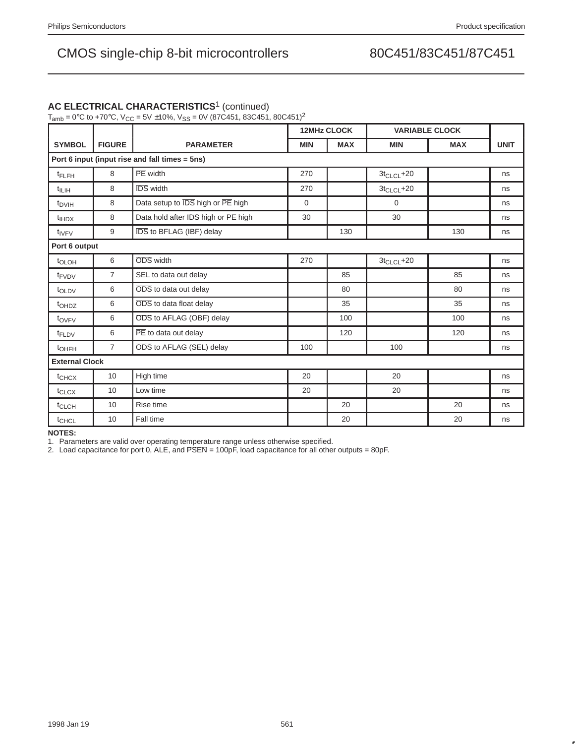## AC ELECTRICAL CHARACTERISTICS[1] (continued)

$T_{amb}$ = 0°C to +70°C, $V_{CC}$ = 5V ±10%, $V_{SS}$ = 0V (87C451, 83C451, 80C451)[2]

| SYMBOL | FIGURE | PARAMETER | 12MHz CLOCK MIN | 12MHz CLOCK MAX | VARIABLE CLOCK MIN | VARIABLE CLOCK MAX | UNIT |
|---|---|---|---|---|---|---|---|
| **Port 6 input (input rise and fall times = 5ns)** | | | | | | | |
| $t_{FLFH}$ | 8 | $\overline{PE}$ width | 270 | | $3t_{CLCL}$+20 | | ns |
| $t_{ILIH}$ | 8 | $\overline{IDS}$ width | 270 | | $3t_{CLCL}$+20 | | ns |
| $t_{DVIH}$ | 8 | Data setup to $\overline{IDS}$ high or $\overline{PE}$ high | 0 | | 0 | | ns |
| $t_{IHDX}$ | 8 | Data hold after $\overline{IDS}$ high or $\overline{PE}$ high | 30 | | 30 | | ns |
| $t_{IVFV}$ | 9 | $\overline{IDS}$ to BFLAG (IBF) delay | | 130 | | 130 | ns |
| **Port 6 output** | | | | | | | |
| $t_{OLOH}$ | 6 | $\overline{ODS}$ width | 270 | | $3t_{CLCL}$+20 | | ns |
| $t_{FVDV}$ | 7 | SEL to data out delay | | 85 | | 85 | ns |
| $t_{OLDV}$ | 6 | $\overline{ODS}$ to data out delay | | 80 | | 80 | ns |
| $t_{OHDZ}$ | 6 | $\overline{ODS}$ to data float delay | | 35 | | 35 | ns |
| $t_{OVFV}$ | 6 | $\overline{ODS}$ to AFLAG (OBF) delay | | 100 | | 100 | ns |
| $t_{FLDV}$ | 6 | $\overline{PE}$ to data out delay | | 120 | | 120 | ns |
| $t_{OHFH}$ | 7 | $\overline{ODS}$ to AFLAG (SEL) delay | 100 | | 100 | | ns |
| **External Clock** | | | | | | | |
| $t_{CHCX}$ | 10 | High time | 20 | | 20 | | ns |
| $t_{CLCX}$ | 10 | Low time | 20 | | 20 | | ns |
| $t_{CLCH}$ | 10 | Rise time | | 20 | | 20 | ns |
| $t_{CHCL}$ | 10 | Fall time | | 20 | | 20 | ns |

**NOTES:**
1. Parameters are valid over operating temperature range unless otherwise specified.
2. Load capacitance for port 0, ALE, and $\overline{PSEN}$ = 100pF, load capacitance for all other outputs = 80pF.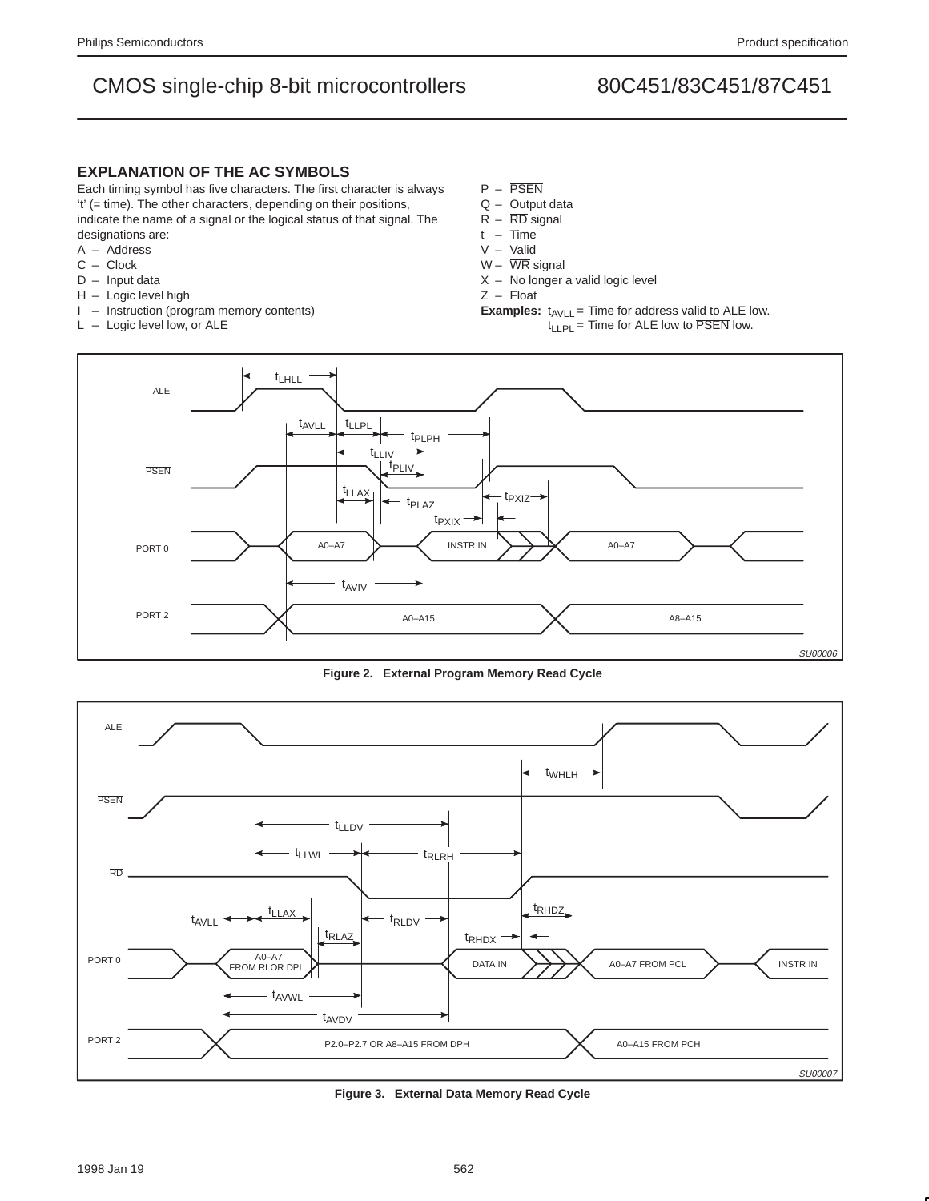## EXPLANATION OF THE AC SYMBOLS

Each timing symbol has five characters. The first character is always 't' (= time). The other characters, depending on their positions, indicate the name of a signal or the logical status of that signal. The designations are:

A – Address
C – Clock
D – Input data
H – Logic level high
I – Instruction (program memory contents)
L – Logic level low, or ALE
P – $\overline{PSEN}$
Q – Output data
R – $\overline{RD}$ signal
t – Time
V – Valid
W – $\overline{WR}$ signal
X – No longer a valid logic level
Z – Float

**Examples:** $t_{AVLL}$ = Time for address valid to ALE low.
$t_{LLPL}$ = Time for ALE low to $\overline{PSEN}$ low.

ALE
$\overline{PSEN}$
PORT 0
PORT 2
$t_{LHLL}$
$t_{AVLL}$
$t_{LLPL}$
$t_{PLPH}$
$t_{LLIV}$
$t_{PLIV}$
$t_{LLAX}$
$t_{PLAZ}$
$t_{PXIZ}$
$t_{PXIX}$
$t_{AVIV}$
A0–A7
INSTR IN
A0–A7
A0–A15
A8–A15
SU00006

**Figure 2. External Program Memory Read Cycle**

ALE
$\overline{PSEN}$
$\overline{RD}$
PORT 0
PORT 2
$t_{WHLH}$
$t_{LLDV}$
$t_{LLWL}$
$t_{RLRH}$
$t_{AVLL}$
$t_{LLAX}$
$t_{RLDV}$
$t_{RHDZ}$
$t_{RLAZ}$
$t_{RHDX}$
$t_{AVWL}$
$t_{AVDV}$
A0–A7 FROM RI OR DPL
DATA IN
A0–A7 FROM PCL
INSTR IN
P2.0–P2.7 OR A8–A15 FROM DPH
A0–A15 FROM PCH
SU00007

**Figure 3. External Data Memory Read Cycle**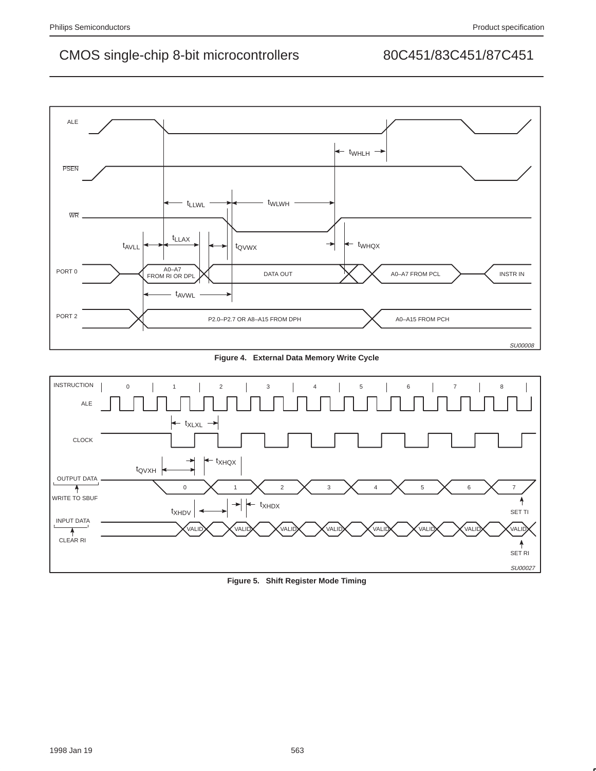ALE

$\overline{PSEN}$

$\overline{WR}$

PORT 0

PORT 2

$t_{WHLH}$

$t_{LLWL}$

$t_{WLWH}$

$t_{LLAX}$

$t_{AVLL}$

$t_{QVWX}$

$t_{WHQX}$

$t_{AVWL}$

A0–A7 FROM RI OR DPL

DATA OUT

A0–A7 FROM PCL

INSTR IN

P2.0–P2.7 OR A8–A15 FROM DPH

A0–A15 FROM PCH

SU00008

**Figure 4. External Data Memory Write Cycle**

INSTRUCTION

0 1 2 3 4 5 6 7 8

ALE

CLOCK

$t_{XLXL}$

$t_{QVXH}$

$t_{XHQX}$

OUTPUT DATA

WRITE TO SBUF

0 1 2 3 4 5 6 7

$t_{XHDV}$

$t_{XHDX}$

SET TI

INPUT DATA

CLEAR RI

VALID VALID VALID VALID VALID VALID VALID VALID

SET RI

SU00027

**Figure 5. Shift Register Mode Timing**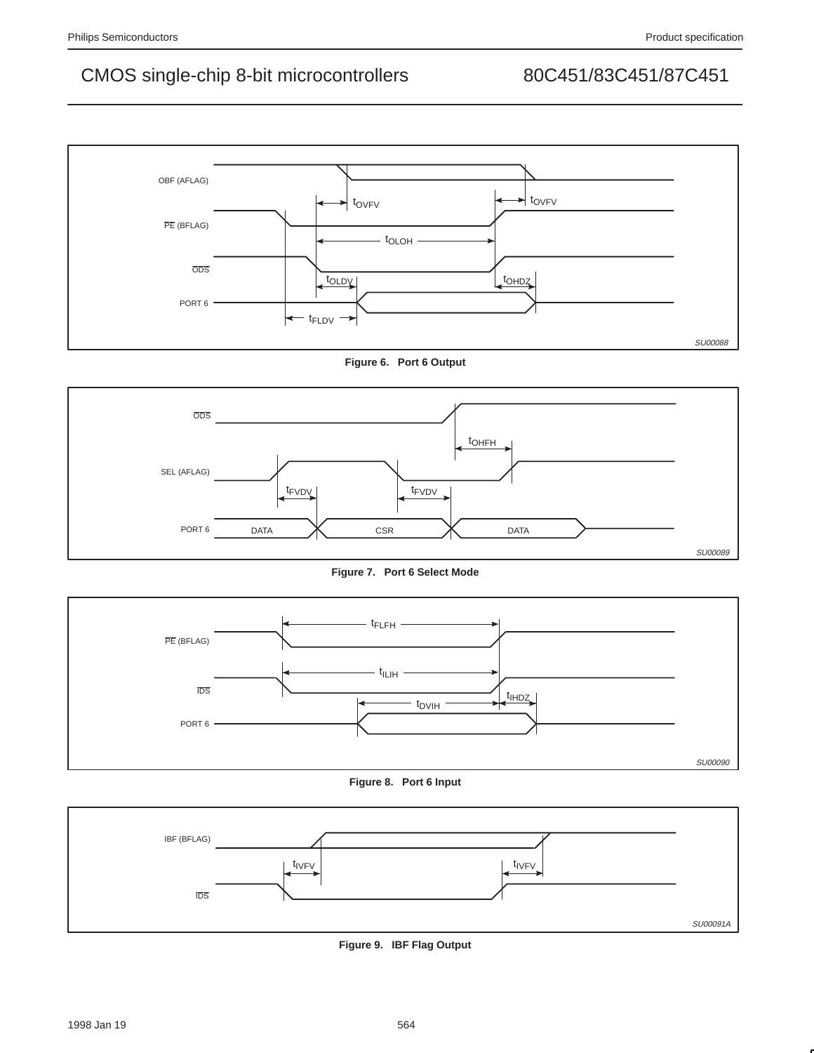OBF (AFLAG)

$t_{OVFV}$

$t_{OVFV}$

$\overline{PE}$ (BFLAG)

$t_{OLOH}$

$\overline{ODS}$

$t_{OLDV}$

$t_{OHDZ}$

PORT 6

$t_{FLDV}$

SU00088

**Figure 6. Port 6 Output**

$\overline{ODS}$

$t_{OHFH}$

SEL (AFLAG)

$t_{FVDV}$

$t_{FVDV}$

PORT 6

DATA

CSR

DATA

SU00089

**Figure 7. Port 6 Select Mode**

$t_{FLFH}$

$\overline{PE}$ (BFLAG)

$t_{ILIH}$

$\overline{IDS}$

$t_{IHDZ}$

$t_{DVIH}$

PORT 6

SU00090

**Figure 8. Port 6 Input**

IBF (BFLAG)

$t_{IVFV}$

$t_{IVFV}$

$\overline{IDS}$

SU00091A

**Figure 9. IBF Flag Output**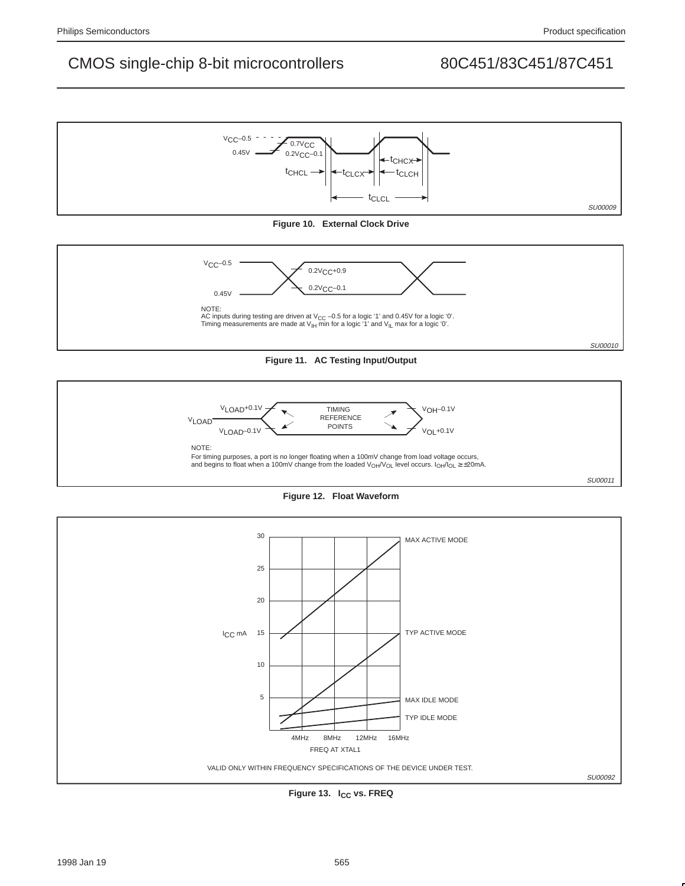$V_{CC}$–0.5

0.45V

$0.7V_{CC}$

$0.2V_{CC}$–0.1

$t_{CHCX}$

$t_{CHCL}$

$t_{CLCX}$

$t_{CLCH}$

$t_{CLCL}$

SU00009

**Figure 10. External Clock Drive**

$V_{CC}$–0.5

0.45V

$0.2V_{CC}$+0.9

$0.2V_{CC}$–0.1

NOTE:
AC inputs during testing are driven at $V_{CC}$ –0.5 for a logic '1' and 0.45V for a logic '0'.
Timing measurements are made at $V_{IH}$ min for a logic '1' and $V_{IL}$ max for a logic '0'.

SU00010

**Figure 11. AC Testing Input/Output**

$V_{LOAD}$

$V_{LOAD}$+0.1V

$V_{LOAD}$–0.1V

TIMING REFERENCE POINTS

$V_{OH}$–0.1V

$V_{OL}$+0.1V

NOTE:
For timing purposes, a port is no longer floating when a 100mV change from load voltage occurs, and begins to float when a 100mV change from the loaded $V_{OH}/V_{OL}$ level occurs. $I_{OH}/I_{OL} \geq \pm 20mA$.

SU00011

**Figure 12. Float Waveform**

$I_{CC}$ mA

30

25

20

15

10

5

4MHz 8MHz 12MHz 16MHz

FREQ AT XTAL1

MAX ACTIVE MODE

TYP ACTIVE MODE

MAX IDLE MODE

TYP IDLE MODE

VALID ONLY WITHIN FREQUENCY SPECIFICATIONS OF THE DEVICE UNDER TEST.

SU00092

**Figure 13. $I_{CC}$ vs. FREQ**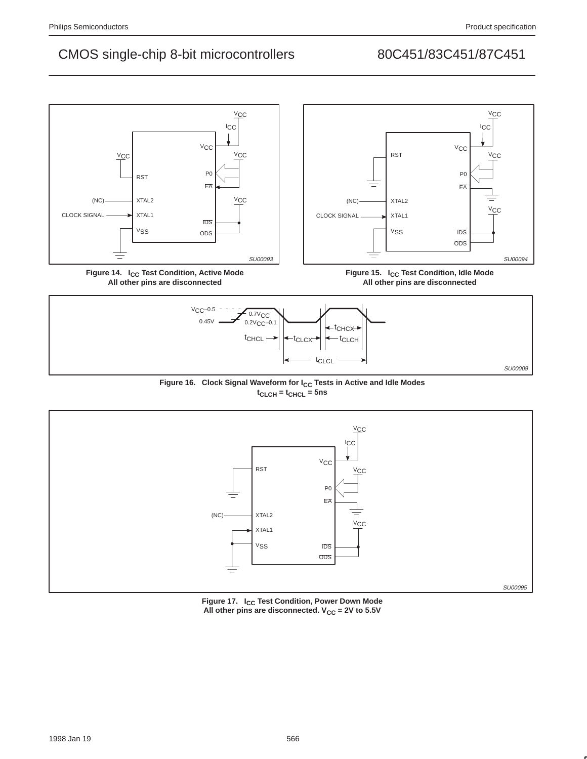VCC

ICC

VCC

VCC

VCC

RST

P0

EA

(NC)

XTAL2

VCC

CLOCK SIGNAL

XTAL1

IDS

VSS

ODS

SU00093

Figure 14. $I_{CC}$ Test Condition, Active Mode
All other pins are disconnected

VCC

ICC

RST

VCC

VCC

P0

EA

(NC)

XTAL2

VCC

CLOCK SIGNAL

XTAL1

VSS

IDS

ODS

SU00094

Figure 15. $I_{CC}$ Test Condition, Idle Mode
All other pins are disconnected

VCC–0.5

0.45V

0.7VCC

0.2VCC–0.1

tCHCX

tCHCL

tCLCX

tCLCH

tCLCL

SU00009

Figure 16. Clock Signal Waveform for $I_{CC}$ Tests in Active and Idle Modes
$t_{CLCH} = t_{CHCL} = 5ns$

VCC

ICC

VCC

RST

VCC

P0

EA

(NC)

XTAL2

XTAL1

VCC

VSS

IDS

ODS

SU00095

Figure 17. $I_{CC}$ Test Condition, Power Down Mode
All other pins are disconnected. $V_{CC}$ = 2V to 5.5V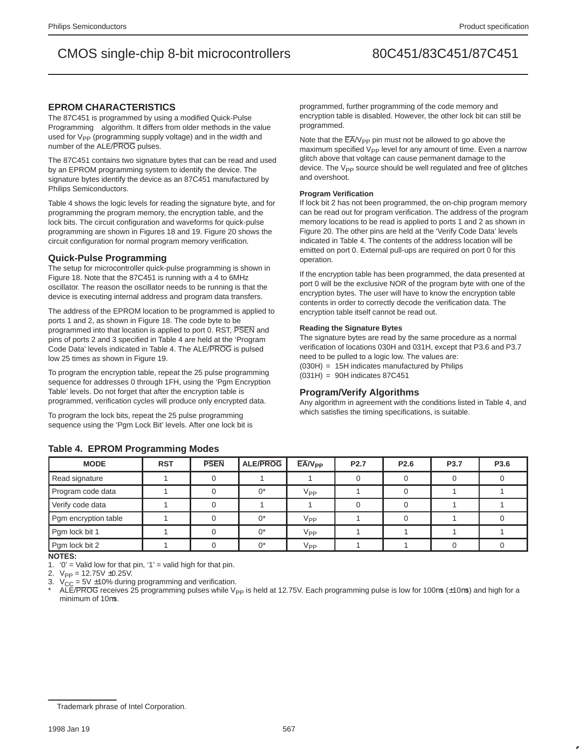## EPROM CHARACTERISTICS

The 87C451 is programmed by using a modified Quick-Pulse Programming algorithm. It differs from older methods in the value used for $V_{PP}$ (programming supply voltage) and in the width and number of the ALE/PROG pulses.

The 87C451 contains two signature bytes that can be read and used by an EPROM programming system to identify the device. The signature bytes identify the device as an 87C451 manufactured by Philips Semiconductors.

Table 4 shows the logic levels for reading the signature byte, and for programming the program memory, the encryption table, and the lock bits. The circuit configuration and waveforms for quick-pulse programming are shown in Figures 18 and 19. Figure 20 shows the circuit configuration for normal program memory verification.

### Quick-Pulse Programming

The setup for microcontroller quick-pulse programming is shown in Figure 18. Note that the 87C451 is running with a 4 to 6MHz oscillator. The reason the oscillator needs to be running is that the device is executing internal address and program data transfers.

The address of the EPROM location to be programmed is applied to ports 1 and 2, as shown in Figure 18. The code byte to be programmed into that location is applied to port 0. RST, PSEN and pins of ports 2 and 3 specified in Table 4 are held at the 'Program Code Data' levels indicated in Table 4. The ALE/PROG is pulsed low 25 times as shown in Figure 19.

To program the encryption table, repeat the 25 pulse programming sequence for addresses 0 through 1FH, using the 'Pgm Encryption Table' levels. Do not forget that after the encryption table is programmed, verification cycles will produce only encrypted data.

To program the lock bits, repeat the 25 pulse programming sequence using the 'Pgm Lock Bit' levels. After one lock bit is programmed, further programming of the code memory and encryption table is disabled. However, the other lock bit can still be programmed.

Note that the EA/$V_{PP}$ pin must not be allowed to go above the maximum specified $V_{PP}$ level for any amount of time. Even a narrow glitch above that voltage can cause permanent damage to the device. The $V_{PP}$ source should be well regulated and free of glitches and overshoot.

#### Program Verification

If lock bit 2 has not been programmed, the on-chip program memory can be read out for program verification. The address of the program memory locations to be read is applied to ports 1 and 2 as shown in Figure 20. The other pins are held at the 'Verify Code Data' levels indicated in Table 4. The contents of the address location will be emitted on port 0. External pull-ups are required on port 0 for this operation.

If the encryption table has been programmed, the data presented at port 0 will be the exclusive NOR of the program byte with one of the encryption bytes. The user will have to know the encryption table contents in order to correctly decode the verification data. The encryption table itself cannot be read out.

#### Reading the Signature Bytes

The signature bytes are read by the same procedure as a normal verification of locations 030H and 031H, except that P3.6 and P3.7 need to be pulled to a logic low. The values are:
(030H) = 15H indicates manufactured by Philips
(031H) = 90H indicates 87C451

### Program/Verify Algorithms

Any algorithm in agreement with the conditions listed in Table 4, and which satisfies the timing specifications, is suitable.

**Table 4. EPROM Programming Modes**

| MODE | RST | PSEN | ALE/PROG | EA/$V_{PP}$ | P2.7 | P2.6 | P3.7 | P3.6 |
|---|---|---|---|---|---|---|---|---|
| Read signature | 1 | 0 | 1 | 1 | 0 | 0 | 0 | 0 |
| Program code data | 1 | 0 | 0* | $V_{PP}$ | 1 | 0 | 1 | 1 |
| Verify code data | 1 | 0 | 1 | 1 | 0 | 0 | 1 | 1 |
| Pgm encryption table | 1 | 0 | 0* | $V_{PP}$ | 1 | 0 | 1 | 0 |
| Pgm lock bit 1 | 1 | 0 | 0* | $V_{PP}$ | 1 | 1 | 1 | 1 |
| Pgm lock bit 2 | 1 | 0 | 0* | $V_{PP}$ | 1 | 1 | 0 | 0 |

**NOTES:**
1. '0' = Valid low for that pin, '1' = valid high for that pin.
2. $V_{PP}$ = 12.75V ±0.25V.
3. $V_{CC}$ = 5V ±10% during programming and verification.
\* ALE/PROG receives 25 programming pulses while $V_{PP}$ is held at 12.75V. Each programming pulse is low for 100μs (±10μs) and high for a minimum of 10μs.

Trademark phrase of Intel Corporation.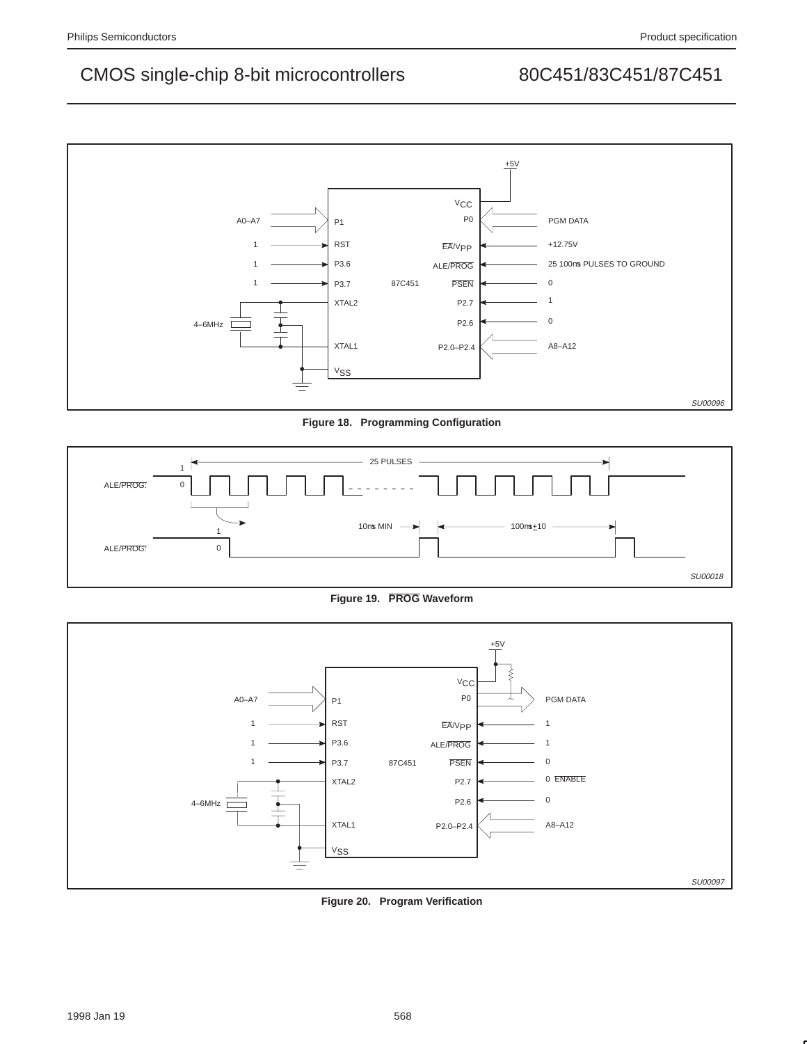+5V

VCC

A0–A7 → P1 &nbsp;&nbsp; P0 ← PGM DATA

1 → RST &nbsp;&nbsp; $\overline{EA}$/VPP ← +12.75V

1 → P3.6 &nbsp;&nbsp; ALE/$\overline{PROG}$ ← 25 100μs PULSES TO GROUND

1 → P3.7 &nbsp;&nbsp; 87C451 &nbsp;&nbsp; $\overline{PSEN}$ ← 0

XTAL2 &nbsp;&nbsp; P2.7 ← 1

4–6MHz &nbsp;&nbsp; P2.6 ← 0

XTAL1 &nbsp;&nbsp; P2.0–P2.4 ← A8–A12

VSS

SU00096

**Figure 18. Programming Configuration**

25 PULSES

ALE/$\overline{PROG}$: 1 / 0

10μs MIN

100μs±10

ALE/$\overline{PROG}$: 1 / 0

SU00018

**Figure 19. $\overline{PROG}$ Waveform**

+5V

VCC

A0–A7 → P1 &nbsp;&nbsp; P0 → PGM DATA

1 → RST &nbsp;&nbsp; $\overline{EA}$/VPP ← 1

1 → P3.6 &nbsp;&nbsp; ALE/$\overline{PROG}$ ← 1

1 → P3.7 &nbsp;&nbsp; 87C451 &nbsp;&nbsp; $\overline{PSEN}$ ← 0

XTAL2 &nbsp;&nbsp; P2.7 ← 0 $\overline{ENABLE}$

4–6MHz &nbsp;&nbsp; P2.6 ← 0

XTAL1 &nbsp;&nbsp; P2.0–P2.4 ← A8–A12

VSS

SU00097

**Figure 20. Program Verification**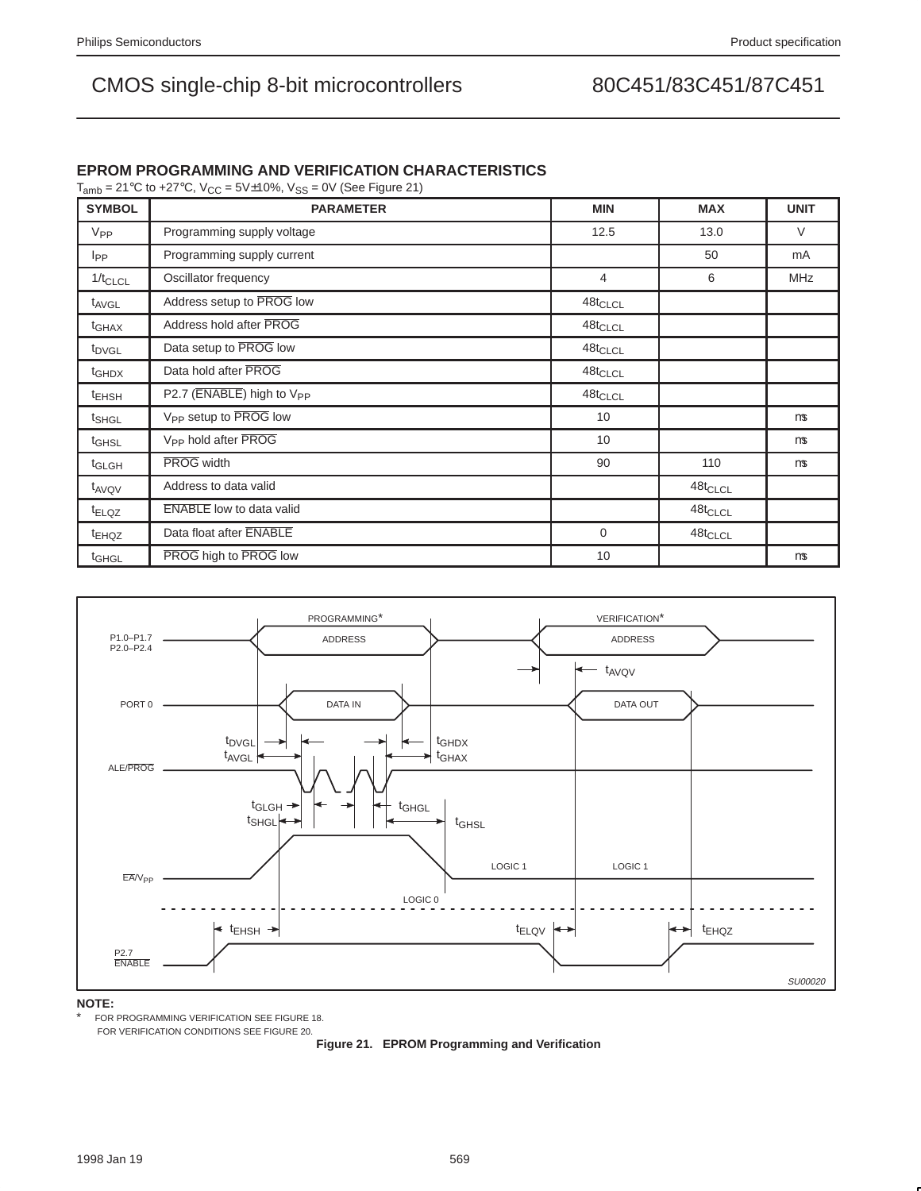## EPROM PROGRAMMING AND VERIFICATION CHARACTERISTICS

$T_{amb}$ = 21°C to +27°C, $V_{CC}$ = 5V±10%, $V_{SS}$ = 0V (See Figure 21)

| SYMBOL | PARAMETER | MIN | MAX | UNIT |
|---|---|---|---|---|
| $V_{PP}$ | Programming supply voltage | 12.5 | 13.0 | V |
| $I_{PP}$ | Programming supply current | | 50 | mA |
| $1/t_{CLCL}$ | Oscillator frequency | 4 | 6 | MHz |
| $t_{AVGL}$ | Address setup to $\overline{PROG}$ low | $48t_{CLCL}$ | | |
| $t_{GHAX}$ | Address hold after $\overline{PROG}$ | $48t_{CLCL}$ | | |
| $t_{DVGL}$ | Data setup to $\overline{PROG}$ low | $48t_{CLCL}$ | | |
| $t_{GHDX}$ | Data hold after $\overline{PROG}$ | $48t_{CLCL}$ | | |
| $t_{EHSH}$ | P2.7 ($\overline{ENABLE}$) high to $V_{PP}$ | $48t_{CLCL}$ | | |
| $t_{SHGL}$ | $V_{PP}$ setup to $\overline{PROG}$ low | 10 | | μs |
| $t_{GHSL}$ | $V_{PP}$ hold after $\overline{PROG}$ | 10 | | μs |
| $t_{GLGH}$ | $\overline{PROG}$ width | 90 | 110 | μs |
| $t_{AVQV}$ | Address to data valid | | $48t_{CLCL}$ | |
| $t_{ELQZ}$ | $\overline{ENABLE}$ low to data valid | | $48t_{CLCL}$ | |
| $t_{EHQZ}$ | Data float after $\overline{ENABLE}$ | 0 | $48t_{CLCL}$ | |
| $t_{GHGL}$ | $\overline{PROG}$ high to $\overline{PROG}$ low | 10 | | μs |

PROGRAMMING*
VERIFICATION*
P1.0–P1.7
P2.0–P2.4
ADDRESS
ADDRESS
$t_{AVQV}$
PORT 0
DATA IN
DATA OUT
$t_{DVGL}$
$t_{AVGL}$
$t_{GHDX}$
$t_{GHAX}$
ALE/$\overline{PROG}$
$t_{GLGH}$
$t_{SHGL}$
$t_{GHGL}$
$t_{GHSL}$
$\overline{EA}/V_{PP}$
LOGIC 1
LOGIC 1
LOGIC 0
$t_{EHSH}$
$t_{ELQV}$
$t_{EHQZ}$
P2.7
$\overline{ENABLE}$
SU00020

**NOTE:**

\* FOR PROGRAMMING VERIFICATION SEE FIGURE 18.
FOR VERIFICATION CONDITIONS SEE FIGURE 20.

**Figure 21. EPROM Programming and Verification**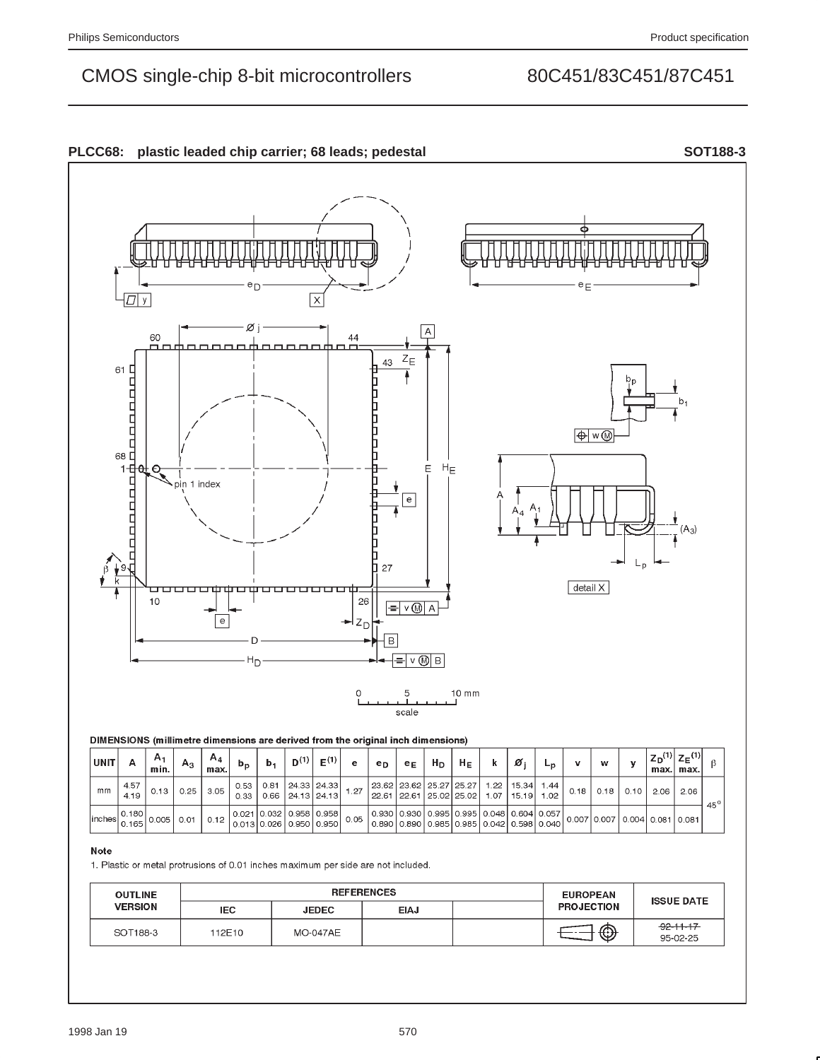## PLCC68: plastic leaded chip carrier; 68 leads; pedestal — SOT188-3

0 5 10 mm
scale

detail X

pin 1 index

**DIMENSIONS (millimetre dimensions are derived from the original inch dimensions)**

| UNIT | A | $A_1$ min. | $A_3$ | $A_4$ max. | $b_p$ | $b_1$ | $D^{(1)}$ | $E^{(1)}$ | e | $e_D$ | $e_E$ | $H_D$ | $H_E$ | k | $Ø_j$ | $L_p$ | v | w | y | $Z_D^{(1)}$ max. | $Z_E^{(1)}$ max. | β |
|---|---|---|---|---|---|---|---|---|---|---|---|---|---|---|---|---|---|---|---|---|---|---|
| mm | 4.57 4.19 | 0.13 | 0.25 | 3.05 | 0.53 0.33 | 0.81 0.66 | 24.33 24.13 | 24.33 24.13 | 1.27 | 23.62 22.61 | 23.62 22.61 | 25.27 25.02 | 25.27 25.02 | 1.22 1.07 | 15.34 15.19 | 1.44 1.02 | 0.18 | 0.18 | 0.10 | 2.06 | 2.06 | 45° |
| inches | 0.180 0.165 | 0.005 | 0.01 | 0.12 | 0.021 0.013 | 0.032 0.026 | 0.958 0.950 | 0.958 0.950 | 0.05 | 0.930 0.890 | 0.930 0.890 | 0.995 0.985 | 0.995 0.985 | 0.048 0.042 | 0.604 0.598 | 0.057 0.040 | 0.007 | 0.007 | 0.004 | 0.081 | 0.081 | |

**Note**

1. Plastic or metal protrusions of 0.01 inches maximum per side are not included.

| OUTLINE VERSION | REFERENCES | | | | EUROPEAN PROJECTION | ISSUE DATE |
|---|---|---|---|---|---|---|
| | IEC | JEDEC | EIAJ | | | |
| SOT188-3 | 112E10 | MO-047AE | | | | ~~92-11-17~~ 95-02-25 |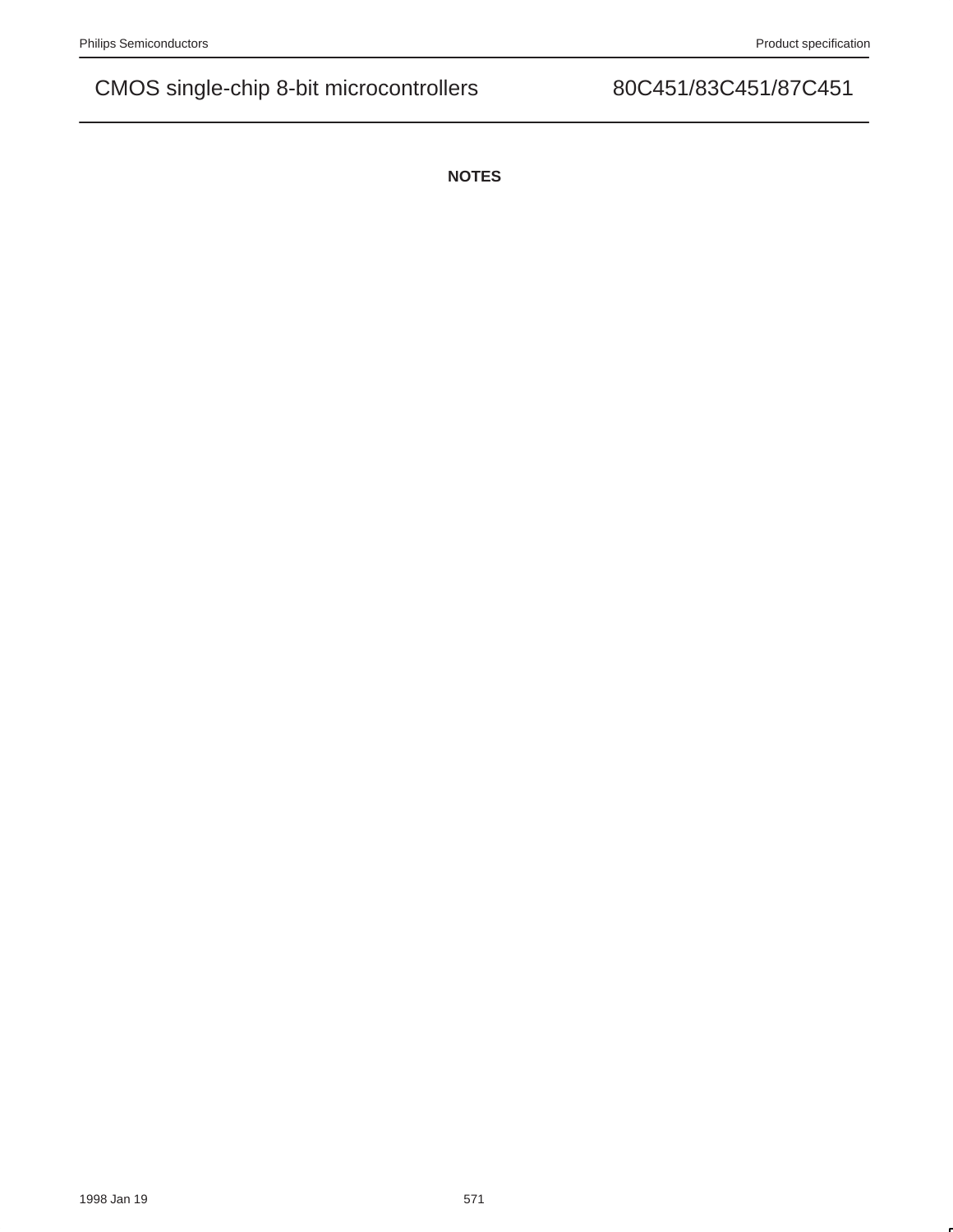**NOTES**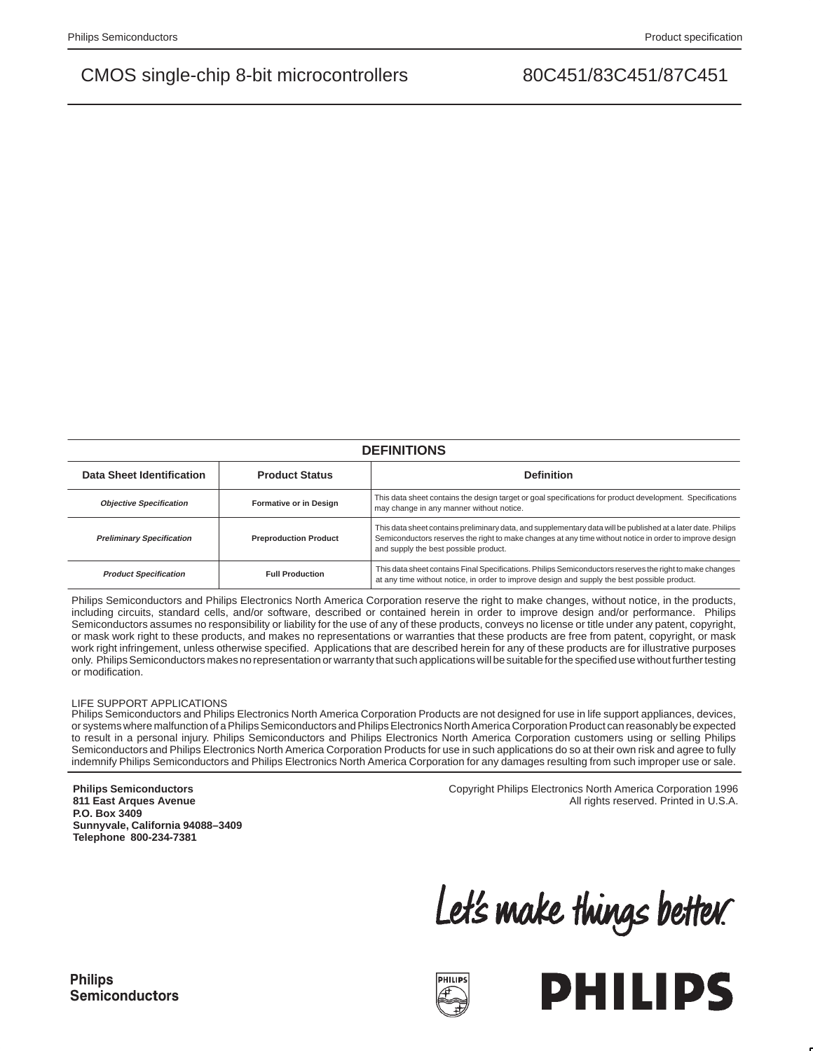## DEFINITIONS

| Data Sheet Identification | Product Status | Definition |
|---|---|---|
| *Objective Specification* | Formative or in Design | This data sheet contains the design target or goal specifications for product development. Specifications may change in any manner without notice. |
| *Preliminary Specification* | Preproduction Product | This data sheet contains preliminary data, and supplementary data will be published at a later date. Philips Semiconductors reserves the right to make changes at any time without notice in order to improve design and supply the best possible product. |
| *Product Specification* | Full Production | This data sheet contains Final Specifications. Philips Semiconductors reserves the right to make changes at any time without notice, in order to improve design and supply the best possible product. |

Philips Semiconductors and Philips Electronics North America Corporation reserve the right to make changes, without notice, in the products, including circuits, standard cells, and/or software, described or contained herein in order to improve design and/or performance. Philips Semiconductors assumes no responsibility or liability for the use of any of these products, conveys no license or title under any patent, copyright, or mask work right to these products, and makes no representations or warranties that these products are free from patent, copyright, or mask work right infringement, unless otherwise specified. Applications that are described herein for any of these products are for illustrative purposes only. Philips Semiconductors makes no representation or warranty that such applications will be suitable for the specified use without further testing or modification.

LIFE SUPPORT APPLICATIONS
Philips Semiconductors and Philips Electronics North America Corporation Products are not designed for use in life support appliances, devices, or systems where malfunction of a Philips Semiconductors and Philips Electronics North America Corporation Product can reasonably be expected to result in a personal injury. Philips Semiconductors and Philips Electronics North America Corporation customers using or selling Philips Semiconductors and Philips Electronics North America Corporation Products for use in such applications do so at their own risk and agree to fully indemnify Philips Semiconductors and Philips Electronics North America Corporation for any damages resulting from such improper use or sale.

**Philips Semiconductors**
**811 East Arques Avenue**
**P.O. Box 3409**
**Sunnyvale, California 94088–3409**
**Telephone 800-234-7381**

Copyright Philips Electronics North America Corporation 1996
All rights reserved. Printed in U.S.A.

Let's make things better.

**Philips Semiconductors**

PHILIPS